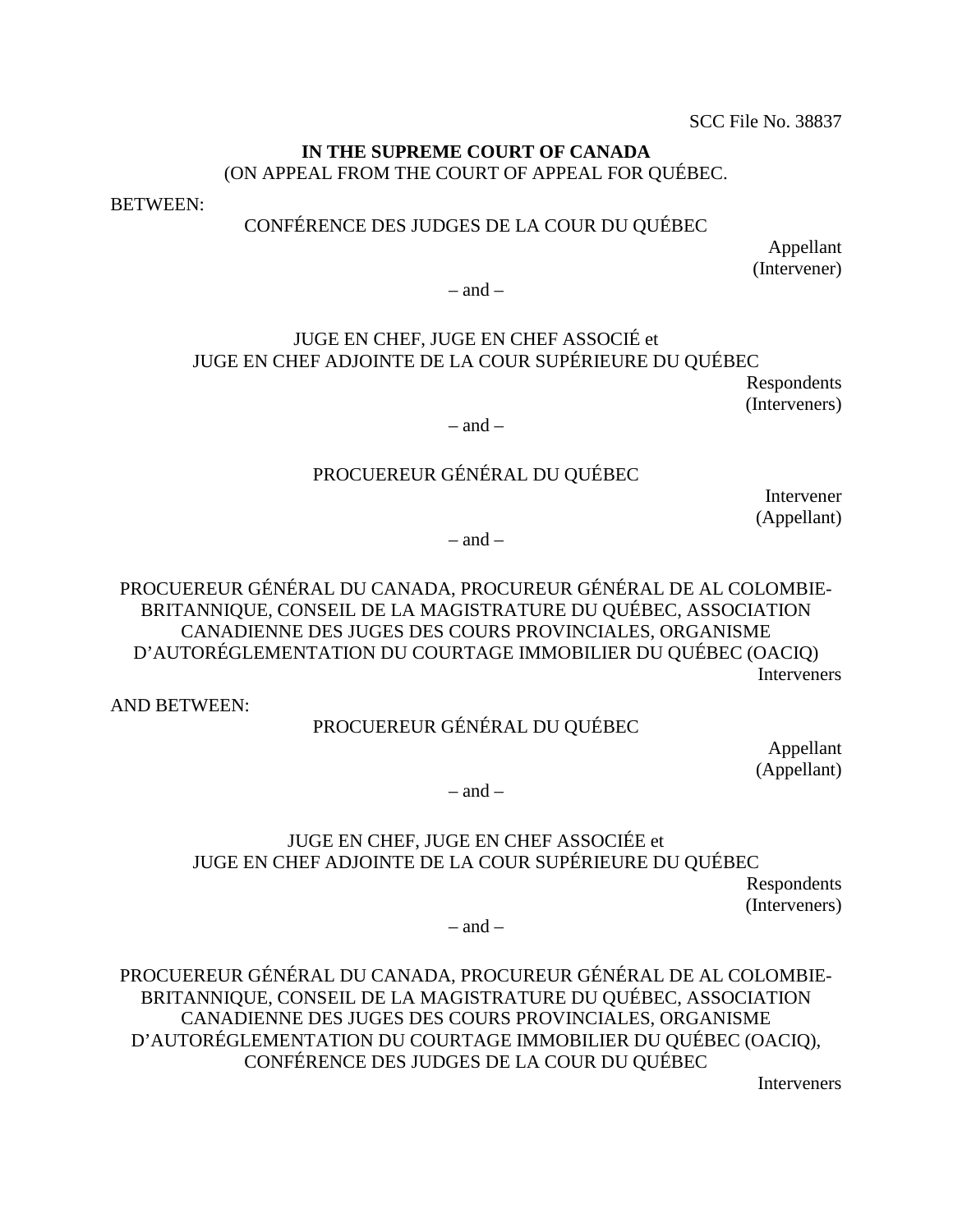SCC File No. 38837

**IN THE SUPREME COURT OF CANADA**
(ON APPEAL FROM THE COURT OF APPEAL FOR QUÉBEC.

BETWEEN:

CONFÉRENCE DES JUDGES DE LA COUR DU QUÉBEC

Appellant
(Intervener)

– and –

JUGE EN CHEF, JUGE EN CHEF ASSOCIÉ et
JUGE EN CHEF ADJOINTE DE LA COUR SUPÉRIEURE DU QUÉBEC

Respondents
(Interveners)

– and –

PROCUEREUR GÉNÉRAL DU QUÉBEC

Intervener
(Appellant)

– and –

PROCUEREUR GÉNÉRAL DU CANADA, PROCUREUR GÉNÉRAL DE AL COLOMBIE-BRITANNIQUE, CONSEIL DE LA MAGISTRATURE DU QUÉBEC, ASSOCIATION CANADIENNE DES JUGES DES COURS PROVINCIALES, ORGANISME D'AUTORÉGLEMENTATION DU COURTAGE IMMOBILIER DU QUÉBEC (OACIQ)

Interveners

AND BETWEEN:

PROCUEREUR GÉNÉRAL DU QUÉBEC

Appellant
(Appellant)

– and –

JUGE EN CHEF, JUGE EN CHEF ASSOCIÉE et
JUGE EN CHEF ADJOINTE DE LA COUR SUPÉRIEURE DU QUÉBEC

Respondents
(Interveners)

– and –

PROCUEREUR GÉNÉRAL DU CANADA, PROCUREUR GÉNÉRAL DE AL COLOMBIE-BRITANNIQUE, CONSEIL DE LA MAGISTRATURE DU QUÉBEC, ASSOCIATION CANADIENNE DES JUGES DES COURS PROVINCIALES, ORGANISME D'AUTORÉGLEMENTATION DU COURTAGE IMMOBILIER DU QUÉBEC (OACIQ), CONFÉRENCE DES JUDGES DE LA COUR DU QUÉBEC

Interveners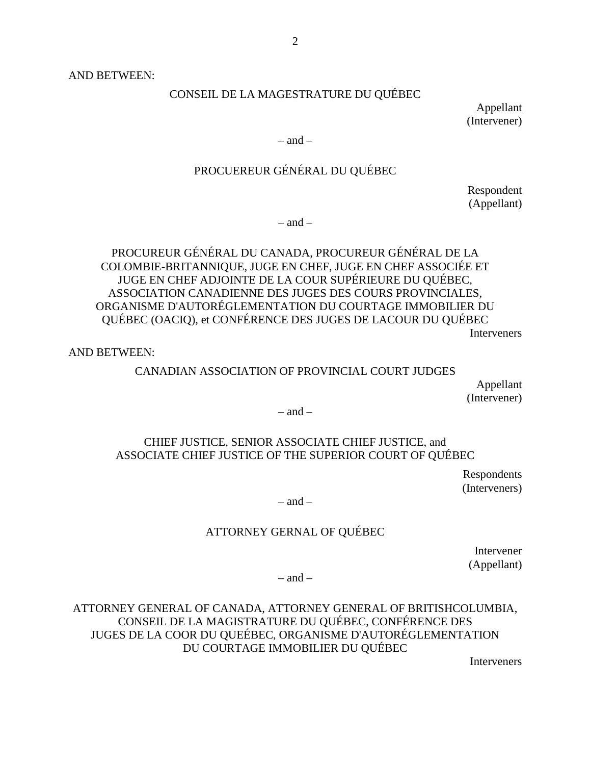AND BETWEEN:

CONSEIL DE LA MAGESTRATURE DU QUÉBEC

Appellant
(Intervener)

– and –

PROCUEREUR GÉNÉRAL DU QUÉBEC

Respondent
(Appellant)

– and –

PROCUREUR GÉNÉRAL DU CANADA, PROCUREUR GÉNÉRAL DE LA COLOMBIE-BRITANNIQUE, JUGE EN CHEF, JUGE EN CHEF ASSOCIÉE ET JUGE EN CHEF ADJOINTE DE LA COUR SUPÉRIEURE DU QUÉBEC, ASSOCIATION CANADIENNE DES JUGES DES COURS PROVINCIALES, ORGANISME D'AUTORÉGLEMENTATION DU COURTAGE IMMOBILIER DU QUÉBEC (OACIQ), et CONFÉRENCE DES JUGES DE LACOUR DU QUÉBEC

Interveners

AND BETWEEN:

CANADIAN ASSOCIATION OF PROVINCIAL COURT JUDGES

Appellant
(Intervener)

– and –

CHIEF JUSTICE, SENIOR ASSOCIATE CHIEF JUSTICE, and ASSOCIATE CHIEF JUSTICE OF THE SUPERIOR COURT OF QUÉBEC

Respondents
(Interveners)

– and –

ATTORNEY GERNAL OF QUÉBEC

Intervener
(Appellant)

– and –

ATTORNEY GENERAL OF CANADA, ATTORNEY GENERAL OF BRITISHCOLUMBIA, CONSEIL DE LA MAGISTRATURE DU QUÉBEC, CONFÉRENCE DES JUGES DE LA COOR DU QUEÉBEC, ORGANISME D'AUTORÉGLEMENTATION DU COURTAGE IMMOBILIER DU QUÉBEC

Interveners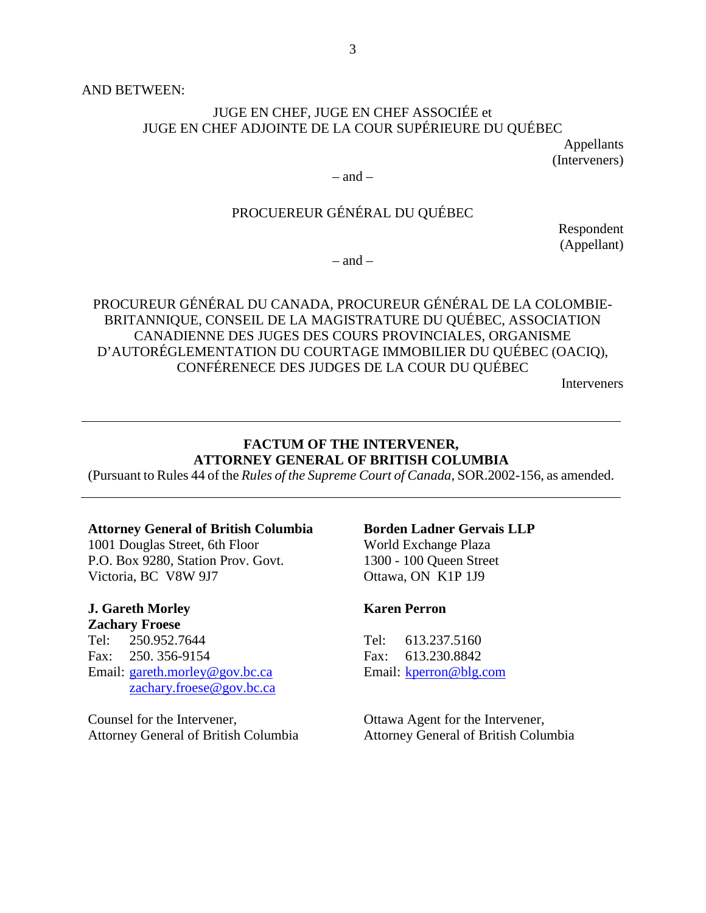AND BETWEEN:

JUGE EN CHEF, JUGE EN CHEF ASSOCIÉE et
JUGE EN CHEF ADJOINTE DE LA COUR SUPÉRIEURE DU QUÉBEC

Appellants
(Interveners)

– and –

PROCUEREUR GÉNÉRAL DU QUÉBEC

Respondent
(Appellant)

– and –

PROCUREUR GÉNÉRAL DU CANADA, PROCUREUR GÉNÉRAL DE LA COLOMBIE-BRITANNIQUE, CONSEIL DE LA MAGISTRATURE DU QUÉBEC, ASSOCIATION CANADIENNE DES JUGES DES COURS PROVINCIALES, ORGANISME D'AUTORÉGLEMENTATION DU COURTAGE IMMOBILIER DU QUÉBEC (OACIQ), CONFÉRENECE DES JUDGES DE LA COUR DU QUÉBEC

Interveners

---

**FACTUM OF THE INTERVENER,**
**ATTORNEY GENERAL OF BRITISH COLUMBIA**

(Pursuant to Rules 44 of the *Rules of the Supreme Court of Canada*, SOR.2002-156, as amended.

---

**Attorney General of British Columbia**
1001 Douglas Street, 6th Floor
P.O. Box 9280, Station Prov. Govt.
Victoria, BC V8W 9J7

**J. Gareth Morley**
**Zachary Froese**
Tel: 250.952.7644
Fax: 250. 356-9154
Email: gareth.morley@gov.bc.ca
zachary.froese@gov.bc.ca

Counsel for the Intervener,
Attorney General of British Columbia

**Borden Ladner Gervais LLP**
World Exchange Plaza
1300 - 100 Queen Street
Ottawa, ON K1P 1J9

**Karen Perron**
Tel: 613.237.5160
Fax: 613.230.8842
Email: kperron@blg.com

Ottawa Agent for the Intervener,
Attorney General of British Columbia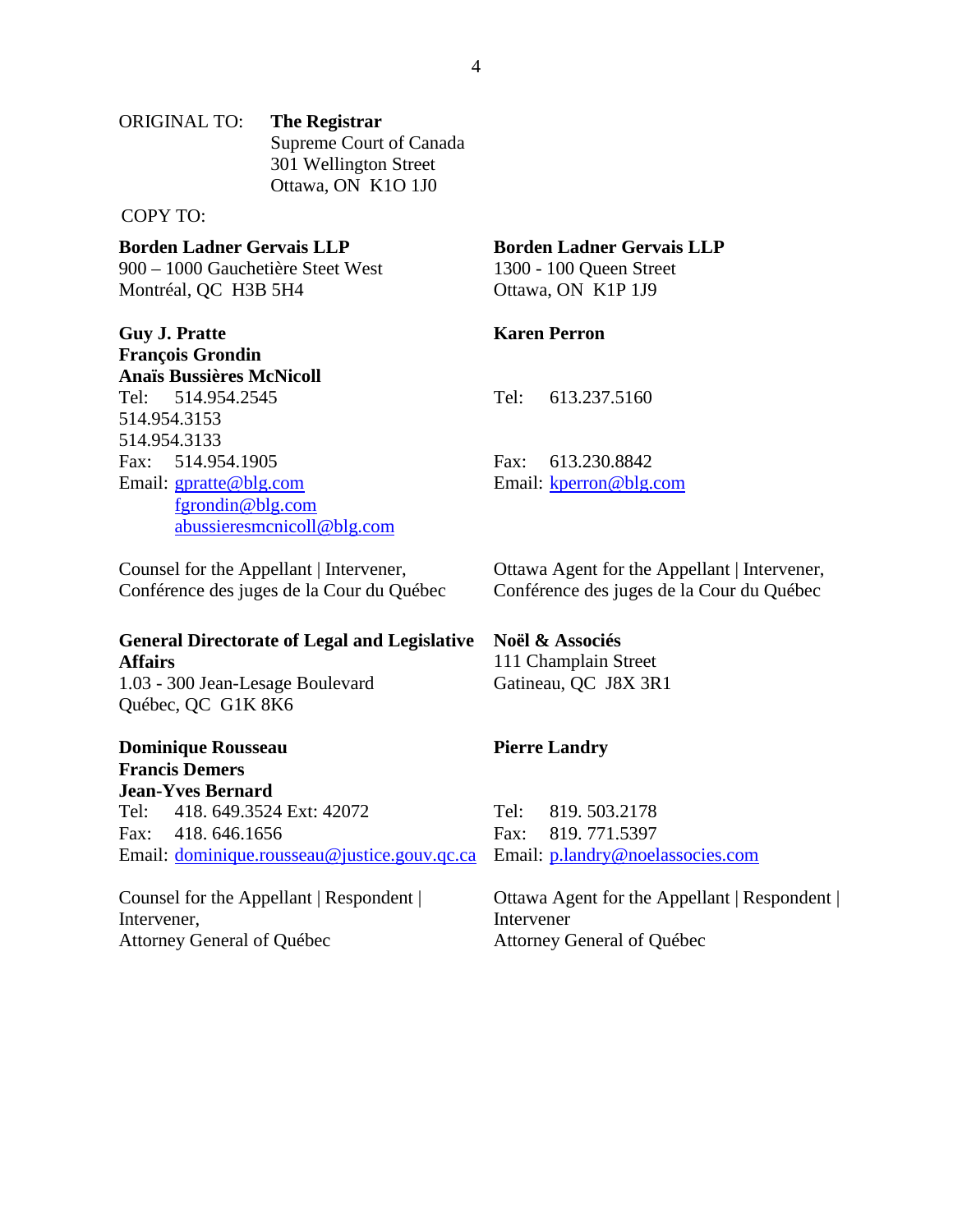ORIGINAL TO: **The Registrar**
Supreme Court of Canada
301 Wellington Street
Ottawa, ON K1O 1J0

COPY TO:

**Borden Ladner Gervais LLP**
900 – 1000 Gauchetière Steet West
Montréal, QC H3B 5H4

**Guy J. Pratte**
**François Grondin**
**Anaïs Bussières McNicoll**
Tel: 514.954.2545
514.954.3153
514.954.3133
Fax: 514.954.1905
Email: gpratte@blg.com
fgrondin@blg.com
abussieresmcnicoll@blg.com

Counsel for the Appellant | Intervener,
Conférence des juges de la Cour du Québec

**Borden Ladner Gervais LLP**
1300 - 100 Queen Street
Ottawa, ON K1P 1J9

**Karen Perron**

Tel: 613.237.5160

Fax: 613.230.8842
Email: kperron@blg.com

Ottawa Agent for the Appellant | Intervener,
Conférence des juges de la Cour du Québec

**General Directorate of Legal and Legislative Affairs**
1.03 - 300 Jean-Lesage Boulevard
Québec, QC G1K 8K6

**Dominique Rousseau**
**Francis Demers**
**Jean-Yves Bernard**
Tel: 418. 649.3524 Ext: 42072
Fax: 418. 646.1656
Email: dominique.rousseau@justice.gouv.qc.ca

Counsel for the Appellant | Respondent | Intervener,
Attorney General of Québec

**Noël & Associés**
111 Champlain Street
Gatineau, QC J8X 3R1

**Pierre Landry**

Tel: 819. 503.2178
Fax: 819. 771.5397
Email: p.landry@noelassocies.com

Ottawa Agent for the Appellant | Respondent | Intervener
Attorney General of Québec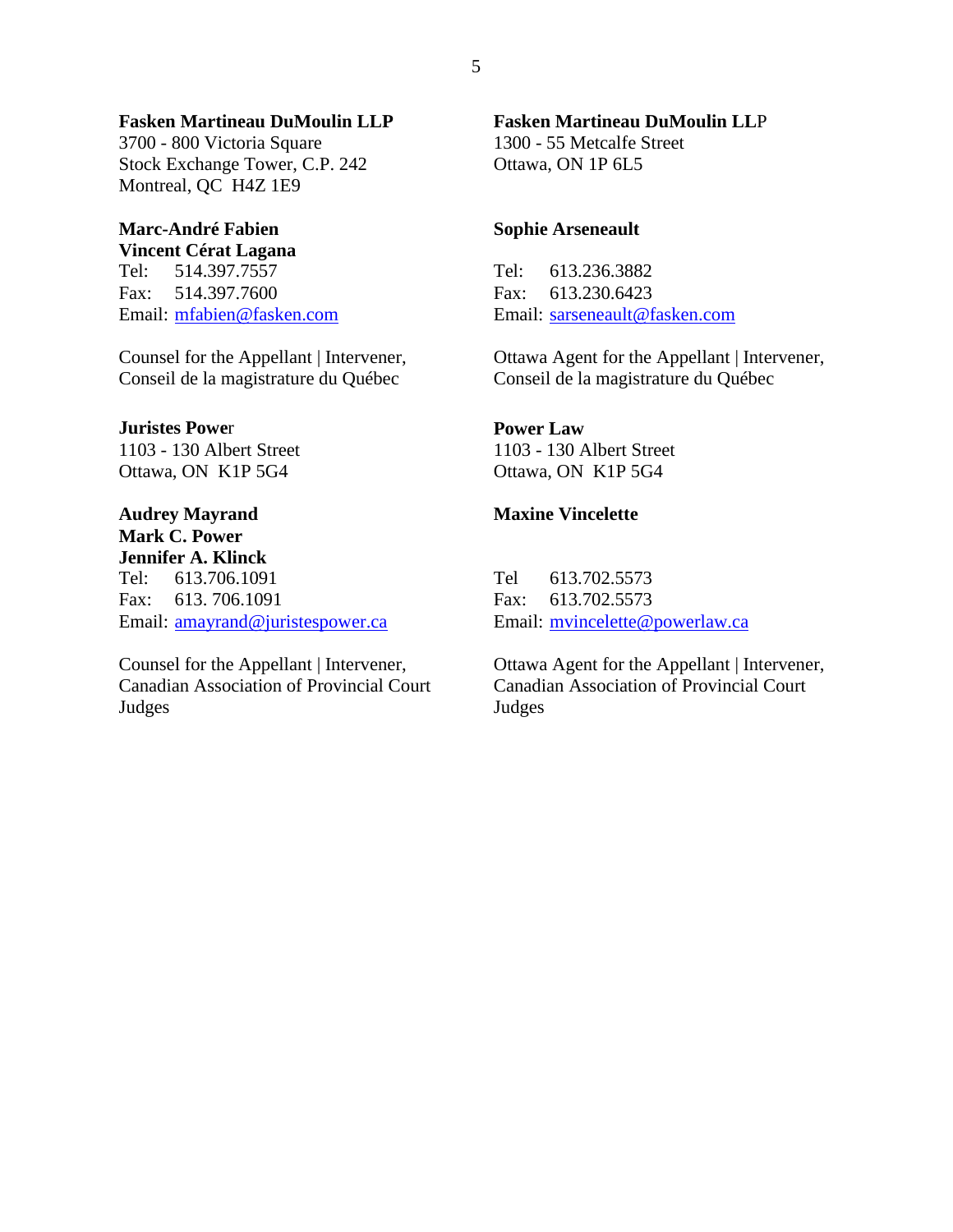**Fasken Martineau DuMoulin LLP**
3700 - 800 Victoria Square
Stock Exchange Tower, C.P. 242
Montreal, QC  H4Z 1E9

**Marc-André Fabien**
**Vincent Cérat Lagana**
Tel: 514.397.7557
Fax: 514.397.7600
Email: mfabien@fasken.com

Counsel for the Appellant | Intervener, Conseil de la magistrature du Québec

**Fasken Martineau DuMoulin LLP**
1300 - 55 Metcalfe Street
Ottawa, ON 1P 6L5

**Sophie Arseneault**

Tel: 613.236.3882
Fax: 613.230.6423
Email: sarseneault@fasken.com

Ottawa Agent for the Appellant | Intervener, Conseil de la magistrature du Québec

**Juristes Power**
1103 - 130 Albert Street
Ottawa, ON  K1P 5G4

**Audrey Mayrand**
**Mark C. Power**
**Jennifer A. Klinck**
Tel: 613.706.1091
Fax: 613. 706.1091
Email: amayrand@juristespower.ca

Counsel for the Appellant | Intervener, Canadian Association of Provincial Court Judges

**Power Law**
1103 - 130 Albert Street
Ottawa, ON  K1P 5G4

**Maxine Vincelette**

Tel 613.702.5573
Fax: 613.702.5573
Email: mvincelette@powerlaw.ca

Ottawa Agent for the Appellant | Intervener, Canadian Association of Provincial Court Judges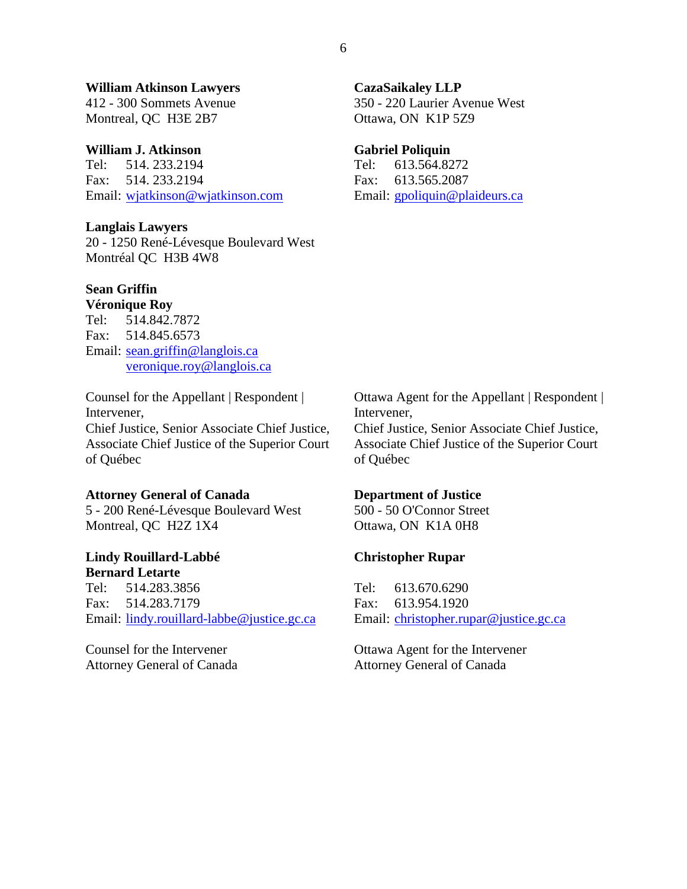**William Atkinson Lawyers**
412 - 300 Sommets Avenue
Montreal, QC H3E 2B7

**William J. Atkinson**
Tel: 514. 233.2194
Fax: 514. 233.2194
Email: wjatkinson@wjatkinson.com

**Langlais Lawyers**
20 - 1250 René-Lévesque Boulevard West
Montréal QC H3B 4W8

**Sean Griffin**
**Véronique Roy**
Tel: 514.842.7872
Fax: 514.845.6573
Email: sean.griffin@langlois.ca
veronique.roy@langlois.ca

Counsel for the Appellant | Respondent | Intervener,
Chief Justice, Senior Associate Chief Justice, Associate Chief Justice of the Superior Court of Québec

**CazaSaikaley LLP**
350 - 220 Laurier Avenue West
Ottawa, ON K1P 5Z9

**Gabriel Poliquin**
Tel: 613.564.8272
Fax: 613.565.2087
Email: gpoliquin@plaideurs.ca

Ottawa Agent for the Appellant | Respondent | Intervener,
Chief Justice, Senior Associate Chief Justice, Associate Chief Justice of the Superior Court of Québec

**Attorney General of Canada**
5 - 200 René-Lévesque Boulevard West
Montreal, QC H2Z 1X4

**Lindy Rouillard-Labbé**
**Bernard Letarte**
Tel: 514.283.3856
Fax: 514.283.7179
Email: lindy.rouillard-labbe@justice.gc.ca

Counsel for the Intervener
Attorney General of Canada

**Department of Justice**
500 - 50 O'Connor Street
Ottawa, ON K1A 0H8

**Christopher Rupar**

Tel: 613.670.6290
Fax: 613.954.1920
Email: christopher.rupar@justice.gc.ca

Ottawa Agent for the Intervener
Attorney General of Canada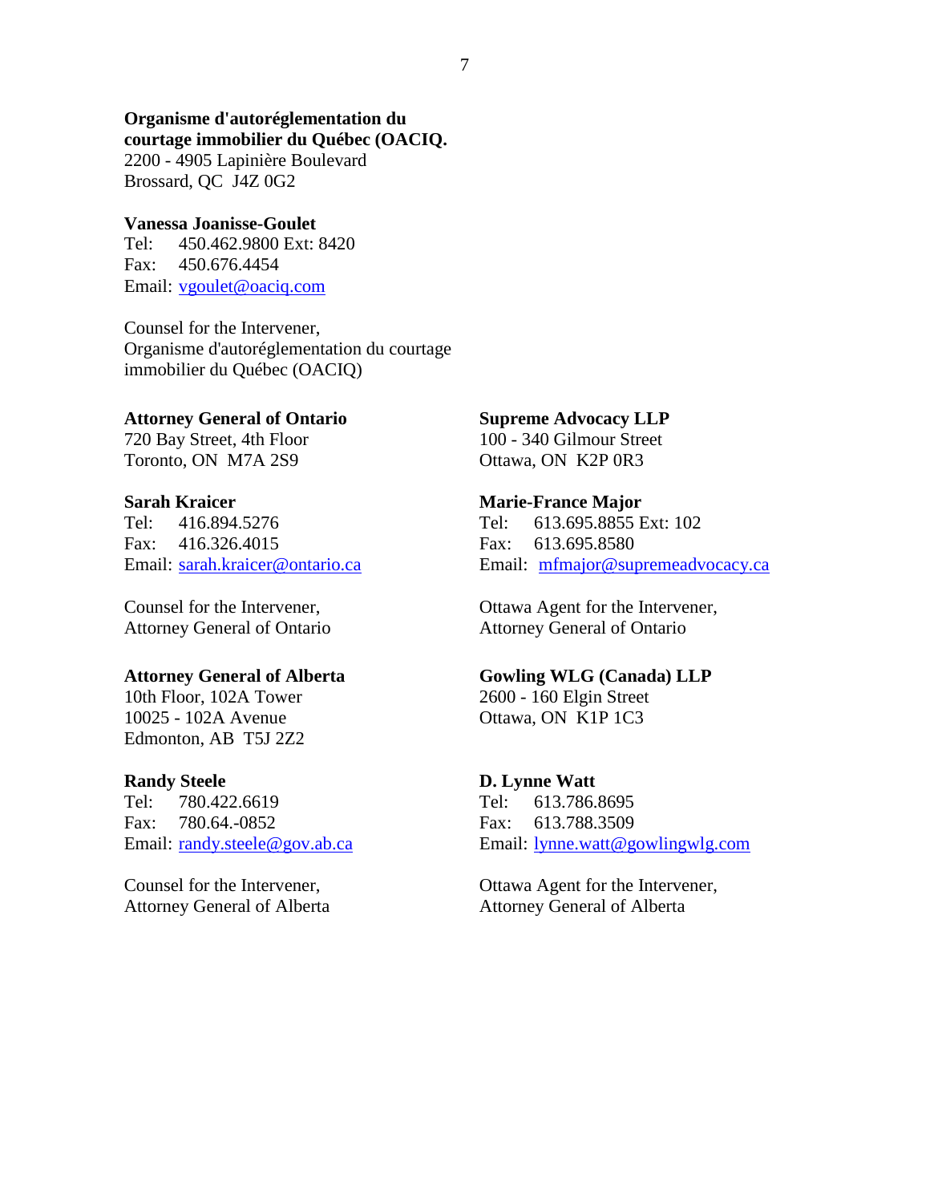**Organisme d'autoréglementation du courtage immobilier du Québec (OACIQ.**
2200 - 4905 Lapinière Boulevard
Brossard, QC J4Z 0G2

**Vanessa Joanisse-Goulet**
Tel: 450.462.9800 Ext: 8420
Fax: 450.676.4454
Email: vgoulet@oaciq.com

Counsel for the Intervener,
Organisme d'autoréglementation du courtage immobilier du Québec (OACIQ)

**Attorney General of Ontario**
720 Bay Street, 4th Floor
Toronto, ON M7A 2S9

**Sarah Kraicer**
Tel: 416.894.5276
Fax: 416.326.4015
Email: sarah.kraicer@ontario.ca

Counsel for the Intervener,
Attorney General of Ontario

**Supreme Advocacy LLP**
100 - 340 Gilmour Street
Ottawa, ON K2P 0R3

**Marie-France Major**
Tel: 613.695.8855 Ext: 102
Fax: 613.695.8580
Email: mfmajor@supremeadvocacy.ca

Ottawa Agent for the Intervener,
Attorney General of Ontario

**Attorney General of Alberta**
10th Floor, 102A Tower
10025 - 102A Avenue
Edmonton, AB T5J 2Z2

**Randy Steele**
Tel: 780.422.6619
Fax: 780.64.-0852
Email: randy.steele@gov.ab.ca

Counsel for the Intervener,
Attorney General of Alberta

**Gowling WLG (Canada) LLP**
2600 - 160 Elgin Street
Ottawa, ON K1P 1C3

**D. Lynne Watt**
Tel: 613.786.8695
Fax: 613.788.3509
Email: lynne.watt@gowlingwlg.com

Ottawa Agent for the Intervener,
Attorney General of Alberta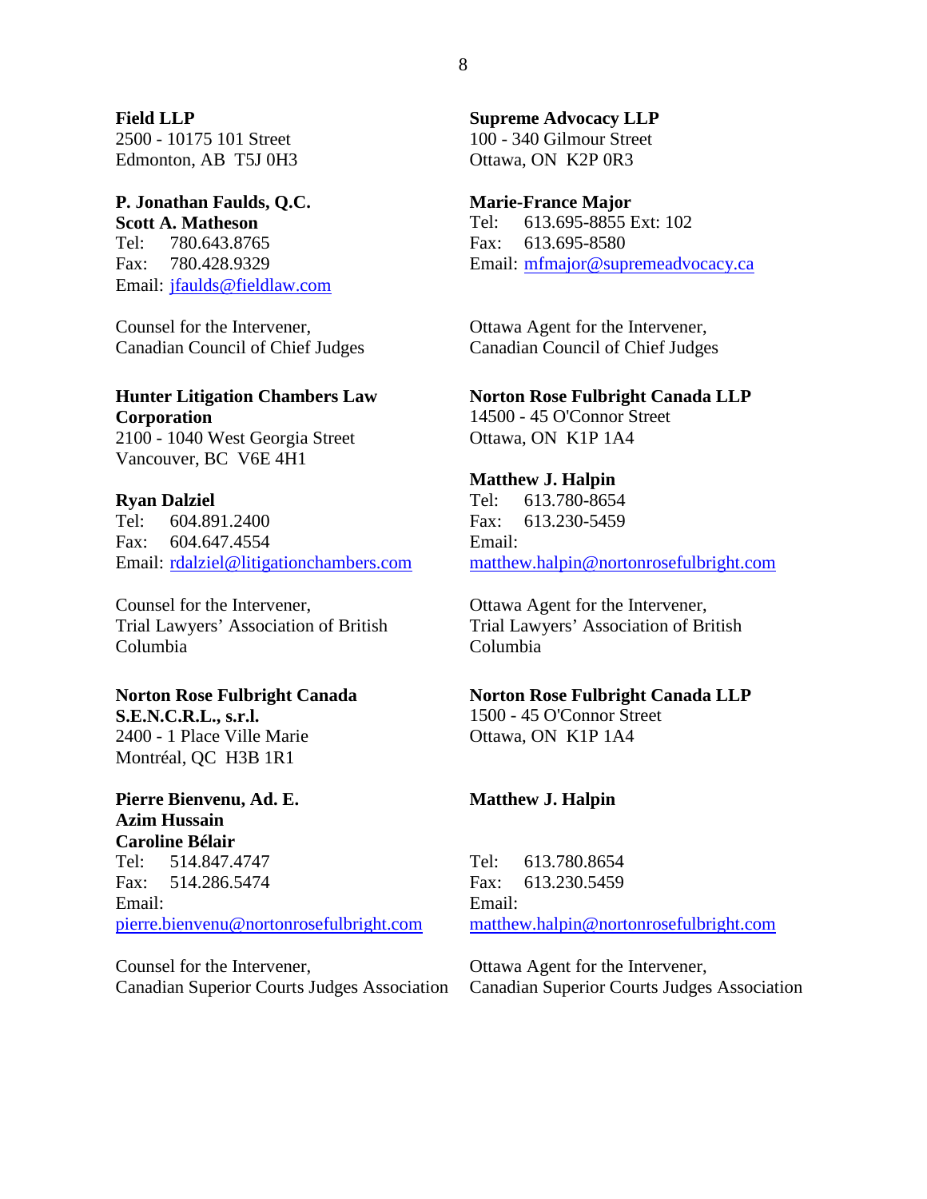**Field LLP**
2500 - 10175 101 Street
Edmonton, AB  T5J 0H3

**P. Jonathan Faulds, Q.C.**
**Scott A. Matheson**
Tel: 780.643.8765
Fax: 780.428.9329
Email: jfaulds@fieldlaw.com

Counsel for the Intervener,
Canadian Council of Chief Judges

**Supreme Advocacy LLP**
100 - 340 Gilmour Street
Ottawa, ON  K2P 0R3

**Marie-France Major**
Tel: 613.695-8855 Ext: 102
Fax: 613.695-8580
Email: mfmajor@supremeadvocacy.ca

Ottawa Agent for the Intervener,
Canadian Council of Chief Judges

**Hunter Litigation Chambers Law Corporation**
2100 - 1040 West Georgia Street
Vancouver, BC  V6E 4H1

**Ryan Dalziel**
Tel: 604.891.2400
Fax: 604.647.4554
Email: rdalziel@litigationchambers.com

Counsel for the Intervener,
Trial Lawyers' Association of British Columbia

**Norton Rose Fulbright Canada LLP**
14500 - 45 O'Connor Street
Ottawa, ON  K1P 1A4

**Matthew J. Halpin**
Tel: 613.780-8654
Fax: 613.230-5459
Email:
matthew.halpin@nortonrosefulbright.com

Ottawa Agent for the Intervener,
Trial Lawyers' Association of British Columbia

**Norton Rose Fulbright Canada S.E.N.C.R.L., s.r.l.**
2400 - 1 Place Ville Marie
Montréal, QC  H3B 1R1

**Pierre Bienvenu, Ad. E.**
**Azim Hussain**
**Caroline Bélair**
Tel: 514.847.4747
Fax: 514.286.5474
Email:
pierre.bienvenu@nortonrosefulbright.com

Counsel for the Intervener,
Canadian Superior Courts Judges Association

**Norton Rose Fulbright Canada LLP**
1500 - 45 O'Connor Street
Ottawa, ON  K1P 1A4

**Matthew J. Halpin**

Tel: 613.780.8654
Fax: 613.230.5459
Email:
matthew.halpin@nortonrosefulbright.com

Ottawa Agent for the Intervener,
Canadian Superior Courts Judges Association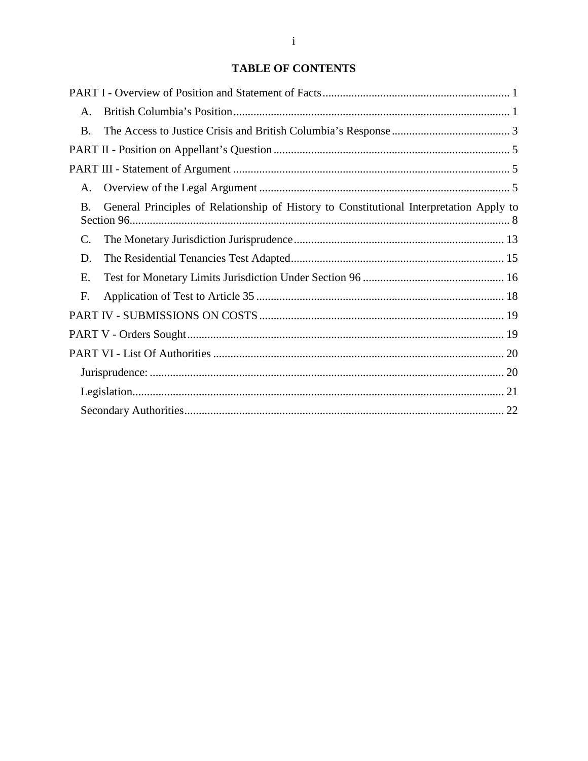# TABLE OF CONTENTS

PART I - Overview of Position and Statement of Facts ................................................................ 1

A. British Columbia's Position ............................................................................................... 1

B. The Access to Justice Crisis and British Columbia's Response ......................................... 3

PART II - Position on Appellant's Question ................................................................................. 5

PART III - Statement of Argument ............................................................................................... 5

A. Overview of the Legal Argument ...................................................................................... 5

B. General Principles of Relationship of History to Constitutional Interpretation Apply to Section 96.................................................................................................................................. 8

C. The Monetary Jurisdiction Jurisprudence ........................................................................ 13

D. The Residential Tenancies Test Adapted .......................................................................... 15

E. Test for Monetary Limits Jurisdiction Under Section 96 ................................................. 16

F. Application of Test to Article 35 ..................................................................................... 18

PART IV - SUBMISSIONS ON COSTS .................................................................................... 19

PART V - Orders Sought ............................................................................................................. 19

PART VI - List Of Authorities .................................................................................................... 20

Jurisprudence: .......................................................................................................................... 20

Legislation................................................................................................................................ 21

Secondary Authorities.............................................................................................................. 22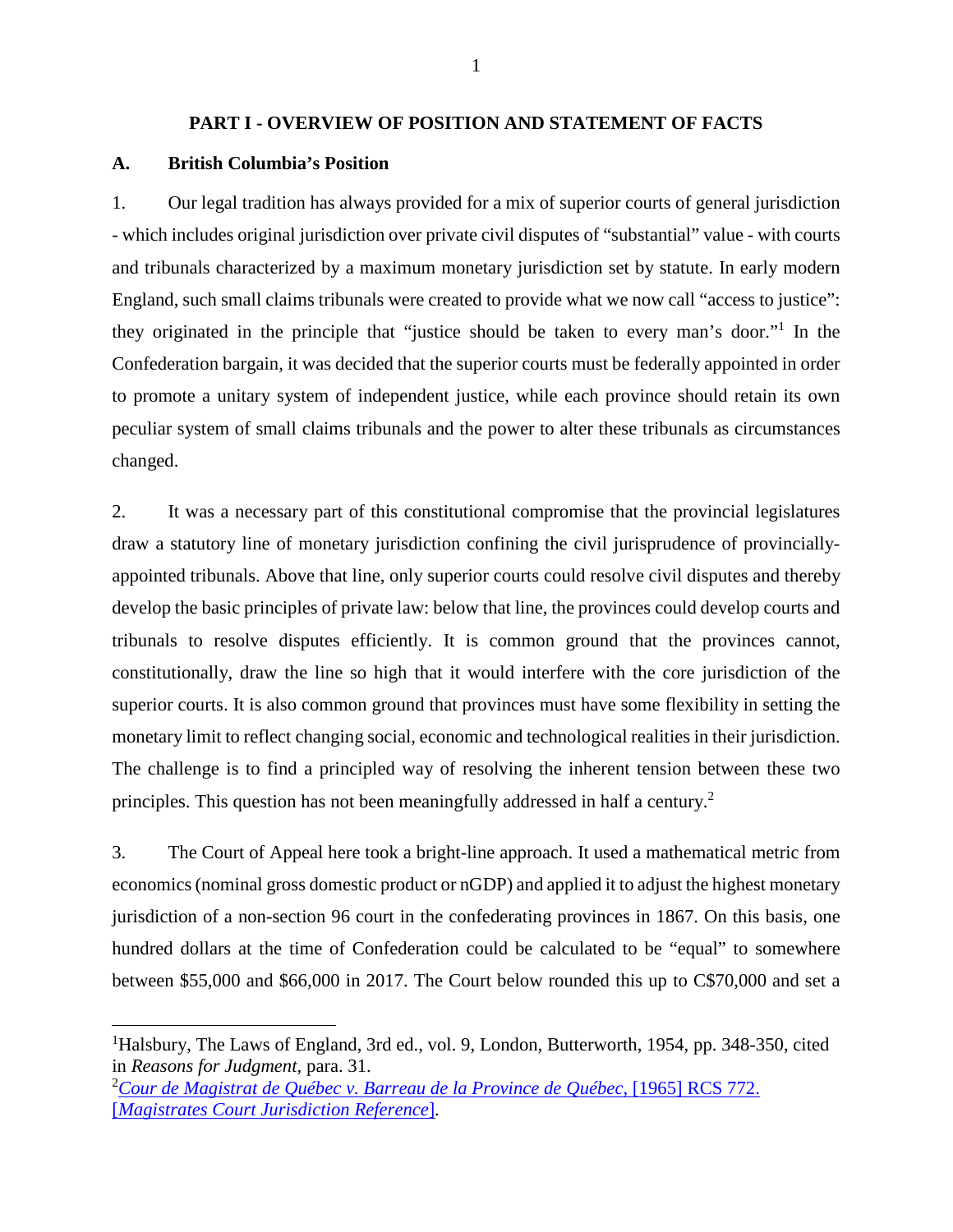## PART I - OVERVIEW OF POSITION AND STATEMENT OF FACTS

### A. British Columbia's Position

1. Our legal tradition has always provided for a mix of superior courts of general jurisdiction - which includes original jurisdiction over private civil disputes of "substantial" value - with courts and tribunals characterized by a maximum monetary jurisdiction set by statute. In early modern England, such small claims tribunals were created to provide what we now call "access to justice": they originated in the principle that "justice should be taken to every man's door."[1] In the Confederation bargain, it was decided that the superior courts must be federally appointed in order to promote a unitary system of independent justice, while each province should retain its own peculiar system of small claims tribunals and the power to alter these tribunals as circumstances changed.

2. It was a necessary part of this constitutional compromise that the provincial legislatures draw a statutory line of monetary jurisdiction confining the civil jurisprudence of provincially-appointed tribunals. Above that line, only superior courts could resolve civil disputes and thereby develop the basic principles of private law: below that line, the provinces could develop courts and tribunals to resolve disputes efficiently. It is common ground that the provinces cannot, constitutionally, draw the line so high that it would interfere with the core jurisdiction of the superior courts. It is also common ground that provinces must have some flexibility in setting the monetary limit to reflect changing social, economic and technological realities in their jurisdiction. The challenge is to find a principled way of resolving the inherent tension between these two principles. This question has not been meaningfully addressed in half a century.[2]

3. The Court of Appeal here took a bright-line approach. It used a mathematical metric from economics (nominal gross domestic product or nGDP) and applied it to adjust the highest monetary jurisdiction of a non-section 96 court in the confederating provinces in 1867. On this basis, one hundred dollars at the time of Confederation could be calculated to be "equal" to somewhere between \$55,000 and \$66,000 in 2017. The Court below rounded this up to C\$70,000 and set a

---

[1] Halsbury, The Laws of England, 3rd ed., vol. 9, London, Butterworth, 1954, pp. 348-350, cited in *Reasons for Judgment*, para. 31.

[2] *Cour de Magistrat de Québec v. Barreau de la Province de Québec*, [1965] RCS 772. [*Magistrates Court Jurisdiction Reference*].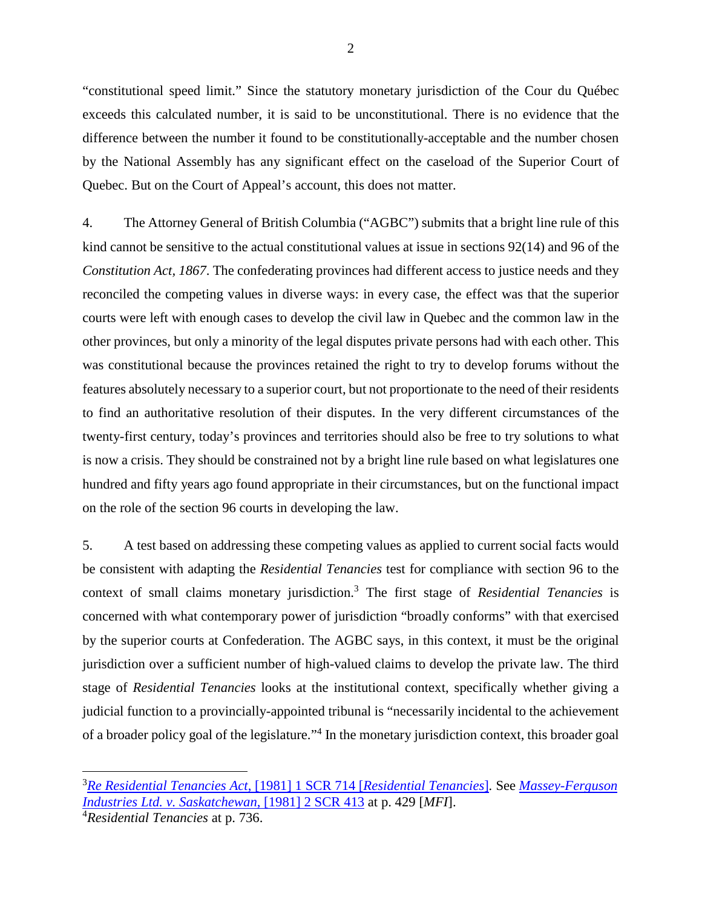"constitutional speed limit." Since the statutory monetary jurisdiction of the Cour du Québec exceeds this calculated number, it is said to be unconstitutional. There is no evidence that the difference between the number it found to be constitutionally-acceptable and the number chosen by the National Assembly has any significant effect on the caseload of the Superior Court of Quebec. But on the Court of Appeal's account, this does not matter.

4. The Attorney General of British Columbia ("AGBC") submits that a bright line rule of this kind cannot be sensitive to the actual constitutional values at issue in sections 92(14) and 96 of the *Constitution Act, 1867*. The confederating provinces had different access to justice needs and they reconciled the competing values in diverse ways: in every case, the effect was that the superior courts were left with enough cases to develop the civil law in Quebec and the common law in the other provinces, but only a minority of the legal disputes private persons had with each other. This was constitutional because the provinces retained the right to try to develop forums without the features absolutely necessary to a superior court, but not proportionate to the need of their residents to find an authoritative resolution of their disputes. In the very different circumstances of the twenty-first century, today's provinces and territories should also be free to try solutions to what is now a crisis. They should be constrained not by a bright line rule based on what legislatures one hundred and fifty years ago found appropriate in their circumstances, but on the functional impact on the role of the section 96 courts in developing the law.

5. A test based on addressing these competing values as applied to current social facts would be consistent with adapting the *Residential Tenancies* test for compliance with section 96 to the context of small claims monetary jurisdiction.[3] The first stage of *Residential Tenancies* is concerned with what contemporary power of jurisdiction "broadly conforms" with that exercised by the superior courts at Confederation. The AGBC says, in this context, it must be the original jurisdiction over a sufficient number of high-valued claims to develop the private law. The third stage of *Residential Tenancies* looks at the institutional context, specifically whether giving a judicial function to a provincially-appointed tribunal is "necessarily incidental to the achievement of a broader policy goal of the legislature."[4] In the monetary jurisdiction context, this broader goal

---

[3] *Re Residential Tenancies Act*, [1981] 1 SCR 714 [*Residential Tenancies*]. See *Massey-Ferguson Industries Ltd. v. Saskatchewan*, [1981] 2 SCR 413 at p. 429 [*MFI*].

[4] *Residential Tenancies* at p. 736.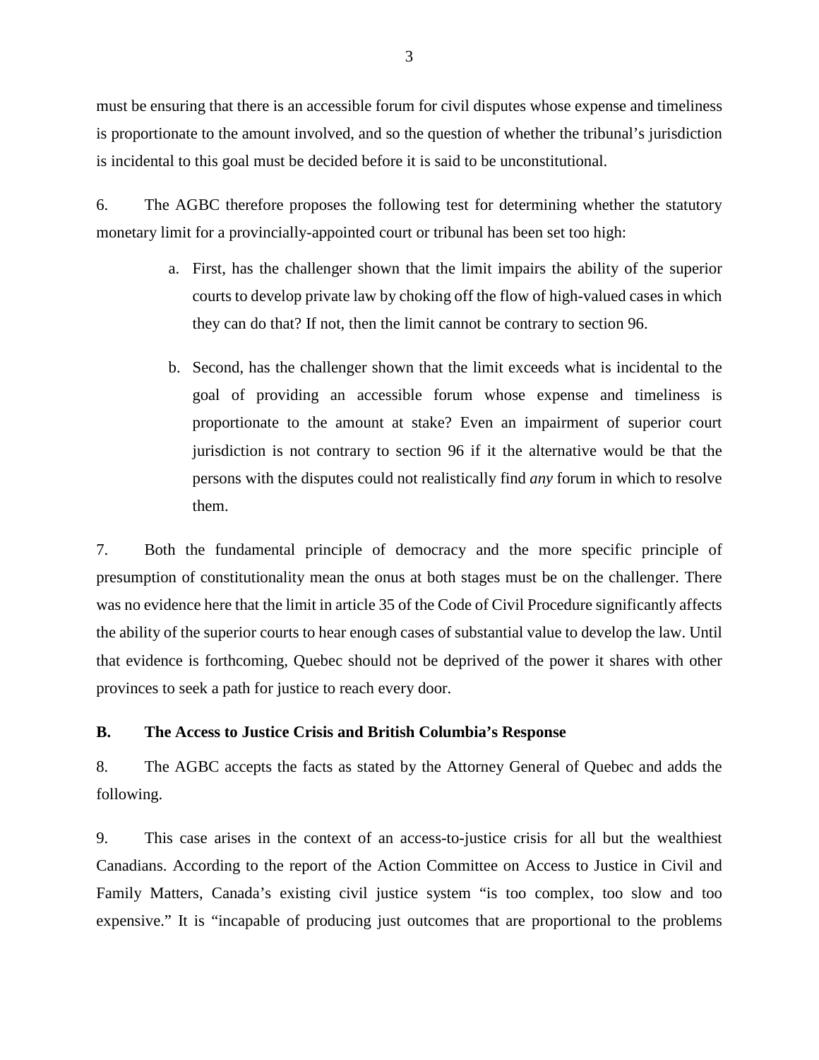must be ensuring that there is an accessible forum for civil disputes whose expense and timeliness is proportionate to the amount involved, and so the question of whether the tribunal's jurisdiction is incidental to this goal must be decided before it is said to be unconstitutional.

6. The AGBC therefore proposes the following test for determining whether the statutory monetary limit for a provincially-appointed court or tribunal has been set too high:

   a. First, has the challenger shown that the limit impairs the ability of the superior courts to develop private law by choking off the flow of high-valued cases in which they can do that? If not, then the limit cannot be contrary to section 96.

   b. Second, has the challenger shown that the limit exceeds what is incidental to the goal of providing an accessible forum whose expense and timeliness is proportionate to the amount at stake? Even an impairment of superior court jurisdiction is not contrary to section 96 if it the alternative would be that the persons with the disputes could not realistically find *any* forum in which to resolve them.

7. Both the fundamental principle of democracy and the more specific principle of presumption of constitutionality mean the onus at both stages must be on the challenger. There was no evidence here that the limit in article 35 of the Code of Civil Procedure significantly affects the ability of the superior courts to hear enough cases of substantial value to develop the law. Until that evidence is forthcoming, Quebec should not be deprived of the power it shares with other provinces to seek a path for justice to reach every door.

## B. The Access to Justice Crisis and British Columbia's Response

8. The AGBC accepts the facts as stated by the Attorney General of Quebec and adds the following.

9. This case arises in the context of an access-to-justice crisis for all but the wealthiest Canadians. According to the report of the Action Committee on Access to Justice in Civil and Family Matters, Canada's existing civil justice system "is too complex, too slow and too expensive." It is "incapable of producing just outcomes that are proportional to the problems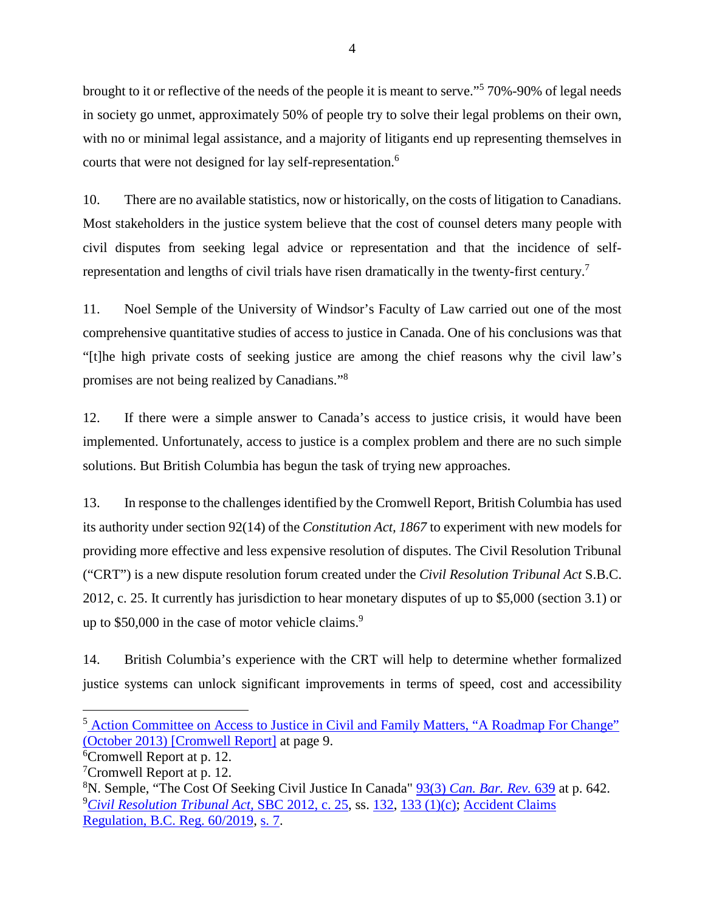brought to it or reflective of the needs of the people it is meant to serve."[5] 70%-90% of legal needs in society go unmet, approximately 50% of people try to solve their legal problems on their own, with no or minimal legal assistance, and a majority of litigants end up representing themselves in courts that were not designed for lay self-representation.[6]

10. There are no available statistics, now or historically, on the costs of litigation to Canadians. Most stakeholders in the justice system believe that the cost of counsel deters many people with civil disputes from seeking legal advice or representation and that the incidence of self-representation and lengths of civil trials have risen dramatically in the twenty-first century.[7]

11. Noel Semple of the University of Windsor's Faculty of Law carried out one of the most comprehensive quantitative studies of access to justice in Canada. One of his conclusions was that "[t]he high private costs of seeking justice are among the chief reasons why the civil law's promises are not being realized by Canadians."[8]

12. If there were a simple answer to Canada's access to justice crisis, it would have been implemented. Unfortunately, access to justice is a complex problem and there are no such simple solutions. But British Columbia has begun the task of trying new approaches.

13. In response to the challenges identified by the Cromwell Report, British Columbia has used its authority under section 92(14) of the *Constitution Act, 1867* to experiment with new models for providing more effective and less expensive resolution of disputes. The Civil Resolution Tribunal ("CRT") is a new dispute resolution forum created under the *Civil Resolution Tribunal Act* S.B.C. 2012, c. 25. It currently has jurisdiction to hear monetary disputes of up to $5,000 (section 3.1) or up to $50,000 in the case of motor vehicle claims.[9]

14. British Columbia's experience with the CRT will help to determine whether formalized justice systems can unlock significant improvements in terms of speed, cost and accessibility

---

[5] Action Committee on Access to Justice in Civil and Family Matters, "A Roadmap For Change" (October 2013) [Cromwell Report] at page 9.

[6] Cromwell Report at p. 12.

[7] Cromwell Report at p. 12.

[8] N. Semple, "The Cost Of Seeking Civil Justice In Canada" 93(3) *Can. Bar. Rev.* 639 at p. 642.

[9] *Civil Resolution Tribunal Act*, SBC 2012, c. 25, ss. 132, 133 (1)(c); Accident Claims Regulation, B.C. Reg. 60/2019, s. 7.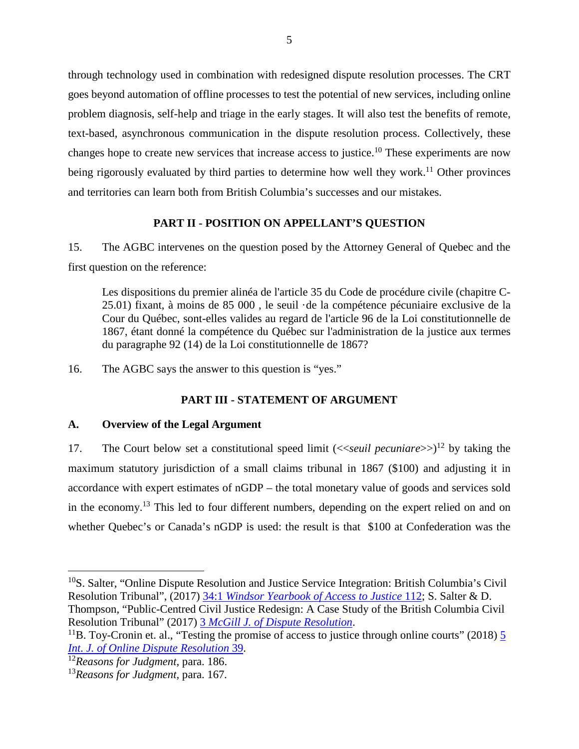through technology used in combination with redesigned dispute resolution processes. The CRT goes beyond automation of offline processes to test the potential of new services, including online problem diagnosis, self-help and triage in the early stages. It will also test the benefits of remote, text-based, asynchronous communication in the dispute resolution process. Collectively, these changes hope to create new services that increase access to justice.[10] These experiments are now being rigorously evaluated by third parties to determine how well they work.[11] Other provinces and territories can learn both from British Columbia's successes and our mistakes.

## PART II - POSITION ON APPELLANT'S QUESTION

15. The AGBC intervenes on the question posed by the Attorney General of Quebec and the first question on the reference:

> Les dispositions du premier alinéa de l'article 35 du Code de procédure civile (chapitre C-25.01) fixant, à moins de 85 000 , le seuil ·de la compétence pécuniaire exclusive de la Cour du Québec, sont-elles valides au regard de l'article 96 de la Loi constitutionnelle de 1867, étant donné la compétence du Québec sur l'administration de la justice aux termes du paragraphe 92 (14) de la Loi constitutionnelle de 1867?

16. The AGBC says the answer to this question is "yes."

## PART III - STATEMENT OF ARGUMENT

### A. Overview of the Legal Argument

17. The Court below set a constitutional speed limit (<<*seuil pecuniare*>>)[12] by taking the maximum statutory jurisdiction of a small claims tribunal in 1867 ($100) and adjusting it in accordance with expert estimates of nGDP – the total monetary value of goods and services sold in the economy.[13] This led to four different numbers, depending on the expert relied on and on whether Quebec's or Canada's nGDP is used: the result is that $100 at Confederation was the

---

[10] S. Salter, "Online Dispute Resolution and Justice Service Integration: British Columbia's Civil Resolution Tribunal", (2017) 34:1 *Windsor Yearbook of Access to Justice* 112; S. Salter & D. Thompson, "Public-Centred Civil Justice Redesign: A Case Study of the British Columbia Civil Resolution Tribunal" (2017) 3 *McGill J. of Dispute Resolution*.

[11] B. Toy-Cronin et. al., "Testing the promise of access to justice through online courts" (2018) 5 *Int. J. of Online Dispute Resolution* 39.

[12] *Reasons for Judgment,* para. 186.

[13] *Reasons for Judgment,* para. 167.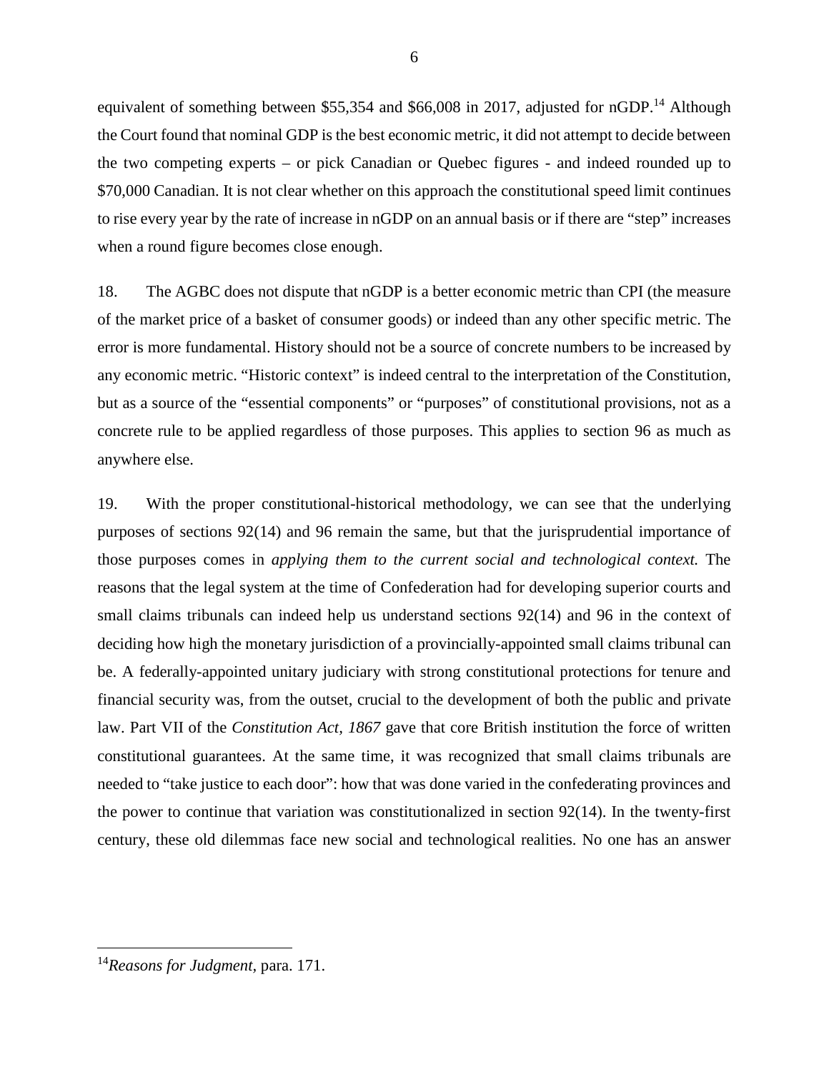equivalent of something between $55,354 and $66,008 in 2017, adjusted for nGDP.[14] Although the Court found that nominal GDP is the best economic metric, it did not attempt to decide between the two competing experts – or pick Canadian or Quebec figures - and indeed rounded up to $70,000 Canadian. It is not clear whether on this approach the constitutional speed limit continues to rise every year by the rate of increase in nGDP on an annual basis or if there are "step" increases when a round figure becomes close enough.

18. The AGBC does not dispute that nGDP is a better economic metric than CPI (the measure of the market price of a basket of consumer goods) or indeed than any other specific metric. The error is more fundamental. History should not be a source of concrete numbers to be increased by any economic metric. "Historic context" is indeed central to the interpretation of the Constitution, but as a source of the "essential components" or "purposes" of constitutional provisions, not as a concrete rule to be applied regardless of those purposes. This applies to section 96 as much as anywhere else.

19. With the proper constitutional-historical methodology, we can see that the underlying purposes of sections 92(14) and 96 remain the same, but that the jurisprudential importance of those purposes comes in *applying them to the current social and technological context.* The reasons that the legal system at the time of Confederation had for developing superior courts and small claims tribunals can indeed help us understand sections 92(14) and 96 in the context of deciding how high the monetary jurisdiction of a provincially-appointed small claims tribunal can be. A federally-appointed unitary judiciary with strong constitutional protections for tenure and financial security was, from the outset, crucial to the development of both the public and private law. Part VII of the *Constitution Act, 1867* gave that core British institution the force of written constitutional guarantees. At the same time, it was recognized that small claims tribunals are needed to "take justice to each door": how that was done varied in the confederating provinces and the power to continue that variation was constitutionalized in section 92(14). In the twenty-first century, these old dilemmas face new social and technological realities. No one has an answer

---

[14] *Reasons for Judgment,* para. 171.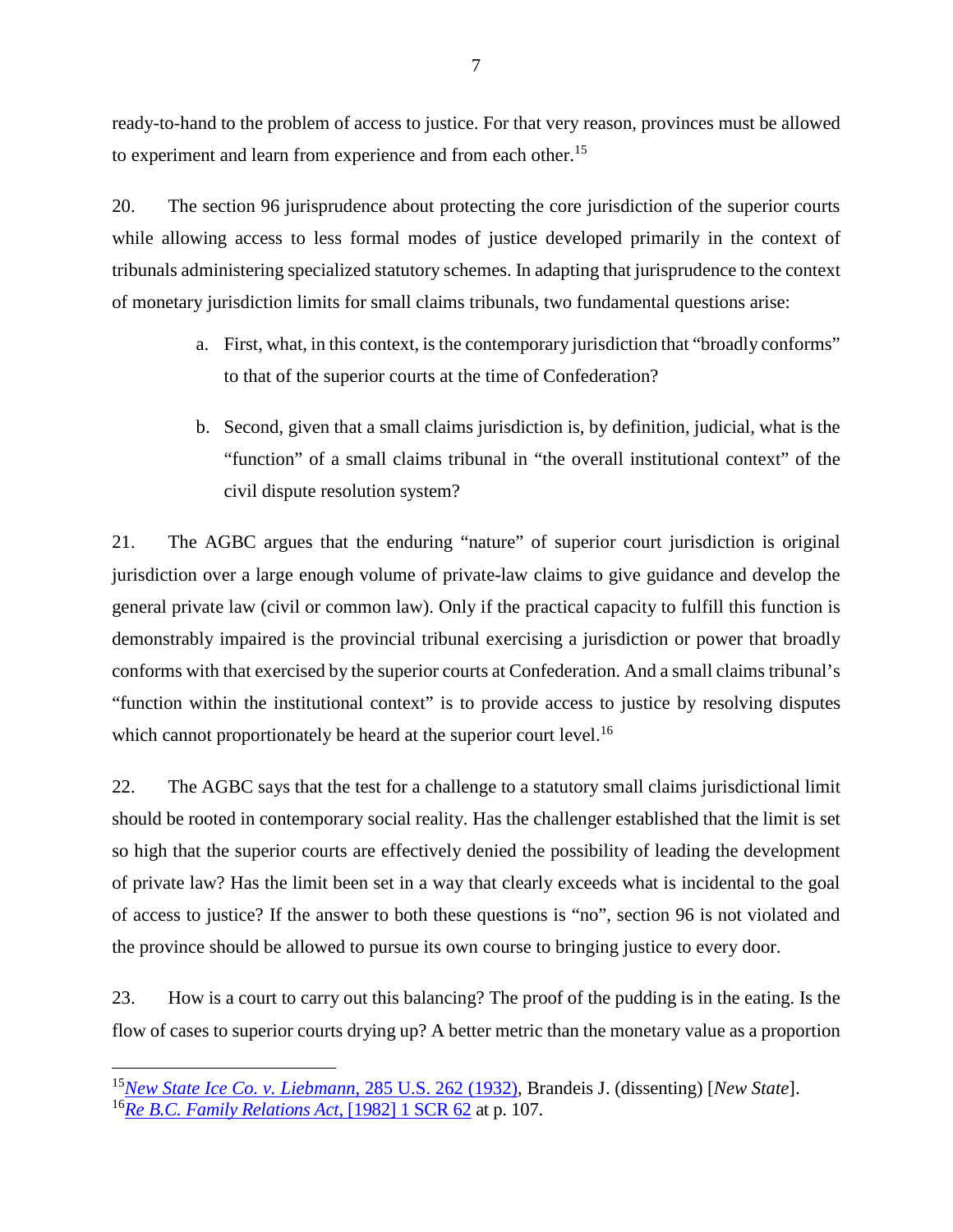ready-to-hand to the problem of access to justice. For that very reason, provinces must be allowed to experiment and learn from experience and from each other.[15]

20. The section 96 jurisprudence about protecting the core jurisdiction of the superior courts while allowing access to less formal modes of justice developed primarily in the context of tribunals administering specialized statutory schemes. In adapting that jurisprudence to the context of monetary jurisdiction limits for small claims tribunals, two fundamental questions arise:

a. First, what, in this context, is the contemporary jurisdiction that "broadly conforms" to that of the superior courts at the time of Confederation?

b. Second, given that a small claims jurisdiction is, by definition, judicial, what is the "function" of a small claims tribunal in "the overall institutional context" of the civil dispute resolution system?

21. The AGBC argues that the enduring "nature" of superior court jurisdiction is original jurisdiction over a large enough volume of private-law claims to give guidance and develop the general private law (civil or common law). Only if the practical capacity to fulfill this function is demonstrably impaired is the provincial tribunal exercising a jurisdiction or power that broadly conforms with that exercised by the superior courts at Confederation. And a small claims tribunal's "function within the institutional context" is to provide access to justice by resolving disputes which cannot proportionately be heard at the superior court level.[16]

22. The AGBC says that the test for a challenge to a statutory small claims jurisdictional limit should be rooted in contemporary social reality. Has the challenger established that the limit is set so high that the superior courts are effectively denied the possibility of leading the development of private law? Has the limit been set in a way that clearly exceeds what is incidental to the goal of access to justice? If the answer to both these questions is "no", section 96 is not violated and the province should be allowed to pursue its own course to bringing justice to every door.

23. How is a court to carry out this balancing? The proof of the pudding is in the eating. Is the flow of cases to superior courts drying up? A better metric than the monetary value as a proportion

---

[15] *New State Ice Co. v. Liebmann*, 285 U.S. 262 (1932), Brandeis J. (dissenting) [*New State*].

[16] *Re B.C. Family Relations Act*, [1982] 1 SCR 62 at p. 107.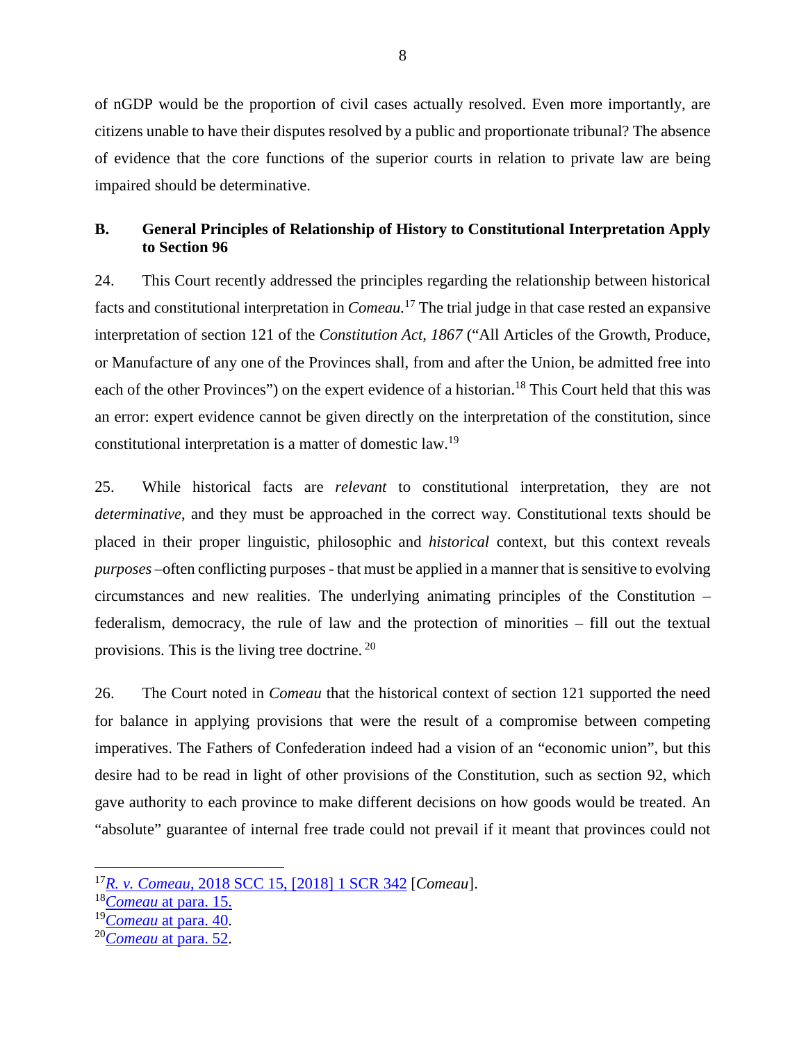of nGDP would be the proportion of civil cases actually resolved. Even more importantly, are citizens unable to have their disputes resolved by a public and proportionate tribunal? The absence of evidence that the core functions of the superior courts in relation to private law are being impaired should be determinative.

## B. General Principles of Relationship of History to Constitutional Interpretation Apply to Section 96

24. This Court recently addressed the principles regarding the relationship between historical facts and constitutional interpretation in *Comeau.*[17] The trial judge in that case rested an expansive interpretation of section 121 of the *Constitution Act, 1867* ("All Articles of the Growth, Produce, or Manufacture of any one of the Provinces shall, from and after the Union, be admitted free into each of the other Provinces") on the expert evidence of a historian.[18] This Court held that this was an error: expert evidence cannot be given directly on the interpretation of the constitution, since constitutional interpretation is a matter of domestic law.[19]

25. While historical facts are *relevant* to constitutional interpretation, they are not *determinative*, and they must be approached in the correct way. Constitutional texts should be placed in their proper linguistic, philosophic and *historical* context, but this context reveals *purposes* –often conflicting purposes - that must be applied in a manner that is sensitive to evolving circumstances and new realities. The underlying animating principles of the Constitution – federalism, democracy, the rule of law and the protection of minorities – fill out the textual provisions. This is the living tree doctrine. [20]

26. The Court noted in *Comeau* that the historical context of section 121 supported the need for balance in applying provisions that were the result of a compromise between competing imperatives. The Fathers of Confederation indeed had a vision of an "economic union", but this desire had to be read in light of other provisions of the Constitution, such as section 92, which gave authority to each province to make different decisions on how goods would be treated. An "absolute" guarantee of internal free trade could not prevail if it meant that provinces could not

---

[17] *R. v. Comeau*, 2018 SCC 15, [2018] 1 SCR 342 [*Comeau*].

[18] *Comeau* at para. 15.

[19] *Comeau* at para. 40.

[20] *Comeau* at para. 52.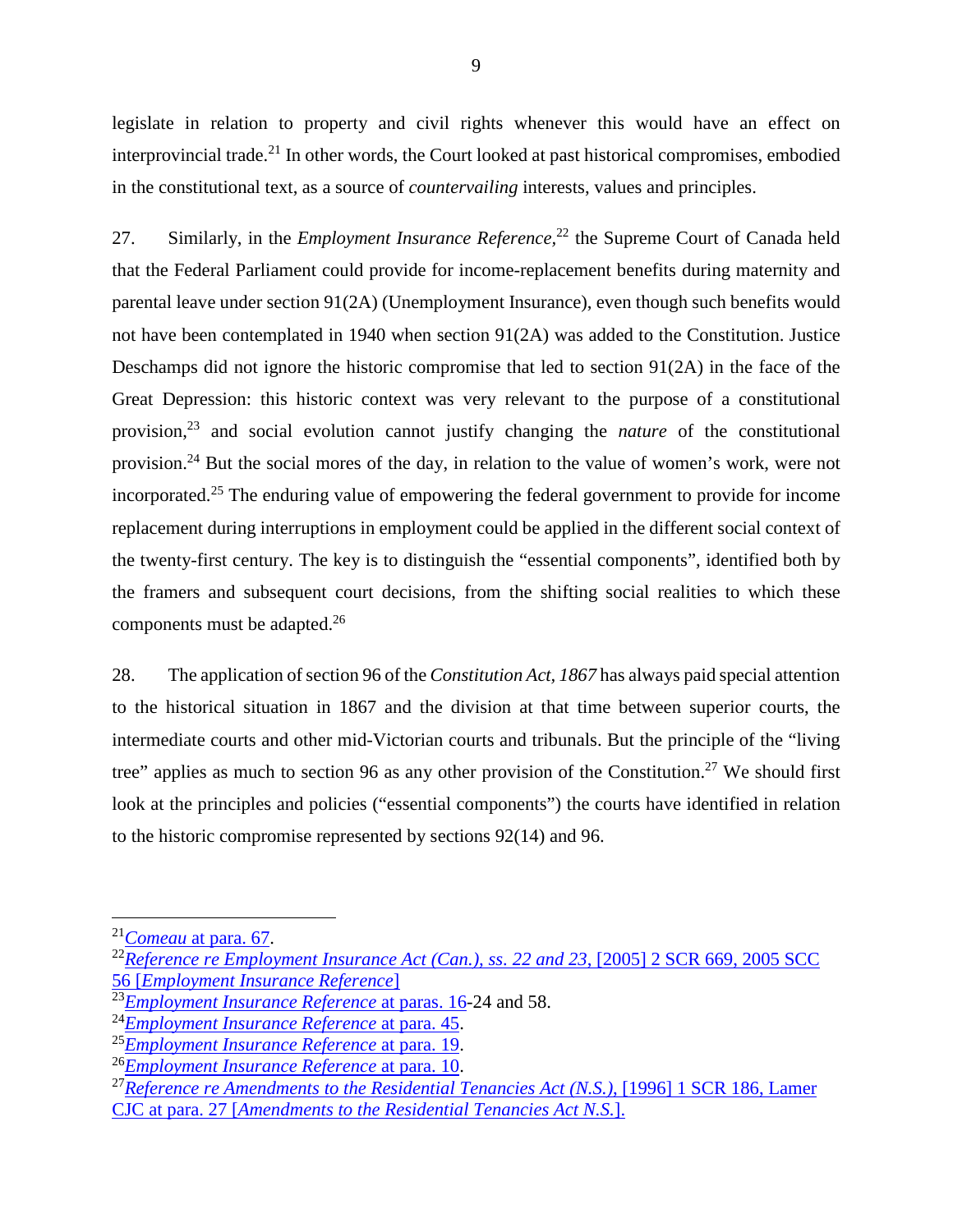legislate in relation to property and civil rights whenever this would have an effect on interprovincial trade.[21] In other words, the Court looked at past historical compromises, embodied in the constitutional text, as a source of *countervailing* interests, values and principles.

27. Similarly, in the *Employment Insurance Reference*,[22] the Supreme Court of Canada held that the Federal Parliament could provide for income-replacement benefits during maternity and parental leave under section 91(2A) (Unemployment Insurance), even though such benefits would not have been contemplated in 1940 when section 91(2A) was added to the Constitution. Justice Deschamps did not ignore the historic compromise that led to section 91(2A) in the face of the Great Depression: this historic context was very relevant to the purpose of a constitutional provision,[23] and social evolution cannot justify changing the ***nature*** of the constitutional provision.[24] But the social mores of the day, in relation to the value of women's work, were not incorporated.[25] The enduring value of empowering the federal government to provide for income replacement during interruptions in employment could be applied in the different social context of the twenty-first century. The key is to distinguish the "essential components", identified both by the framers and subsequent court decisions, from the shifting social realities to which these components must be adapted.[26]

28. The application of section 96 of the *Constitution Act, 1867* has always paid special attention to the historical situation in 1867 and the division at that time between superior courts, the intermediate courts and other mid-Victorian courts and tribunals. But the principle of the "living tree" applies as much to section 96 as any other provision of the Constitution.[27] We should first look at the principles and policies ("essential components") the courts have identified in relation to the historic compromise represented by sections 92(14) and 96.

---

[21] *Comeau* at para. 67.

[22] *Reference re Employment Insurance Act (Can.), ss. 22 and 23*, [2005] 2 SCR 669, 2005 SCC 56 [*Employment Insurance Reference*]

[23] *Employment Insurance Reference* at paras. 16-24 and 58.

[24] *Employment Insurance Reference* at para. 45.

[25] *Employment Insurance Reference* at para. 19.

[26] *Employment Insurance Reference* at para. 10.

[27] *Reference re Amendments to the Residential Tenancies Act (N.S.)*, [1996] 1 SCR 186, Lamer CJC at para. 27 [*Amendments to the Residential Tenancies Act N.S.*].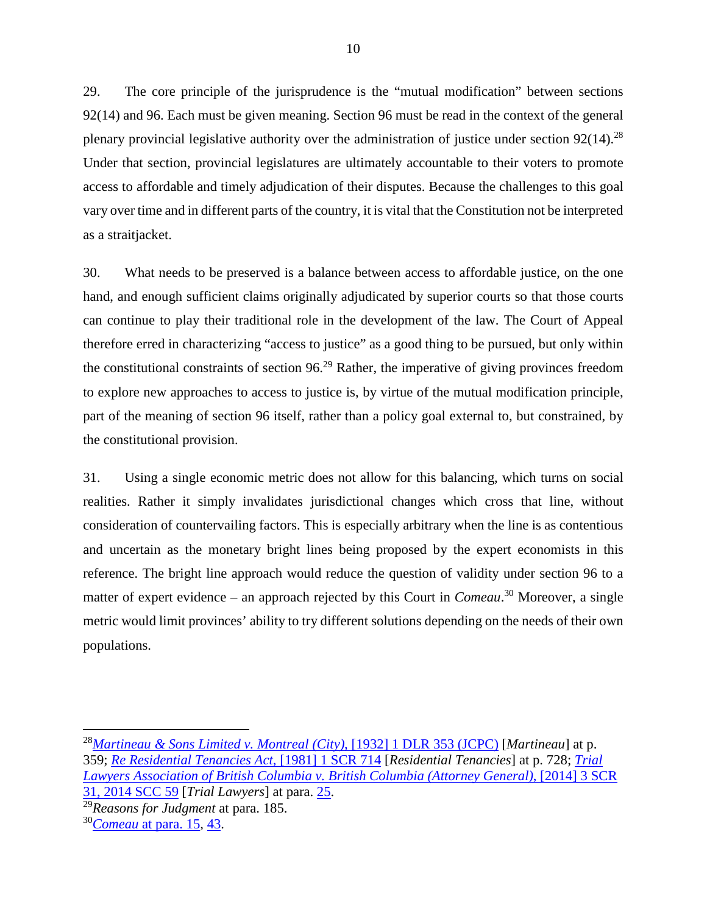29. The core principle of the jurisprudence is the "mutual modification" between sections 92(14) and 96. Each must be given meaning. Section 96 must be read in the context of the general plenary provincial legislative authority over the administration of justice under section 92(14).[28] Under that section, provincial legislatures are ultimately accountable to their voters to promote access to affordable and timely adjudication of their disputes. Because the challenges to this goal vary over time and in different parts of the country, it is vital that the Constitution not be interpreted as a straitjacket.

30. What needs to be preserved is a balance between access to affordable justice, on the one hand, and enough sufficient claims originally adjudicated by superior courts so that those courts can continue to play their traditional role in the development of the law. The Court of Appeal therefore erred in characterizing "access to justice" as a good thing to be pursued, but only within the constitutional constraints of section 96.[29] Rather, the imperative of giving provinces freedom to explore new approaches to access to justice is, by virtue of the mutual modification principle, part of the meaning of section 96 itself, rather than a policy goal external to, but constrained, by the constitutional provision.

31. Using a single economic metric does not allow for this balancing, which turns on social realities. Rather it simply invalidates jurisdictional changes which cross that line, without consideration of countervailing factors. This is especially arbitrary when the line is as contentious and uncertain as the monetary bright lines being proposed by the expert economists in this reference. The bright line approach would reduce the question of validity under section 96 to a matter of expert evidence – an approach rejected by this Court in *Comeau*.[30] Moreover, a single metric would limit provinces' ability to try different solutions depending on the needs of their own populations.

---

[28] *Martineau & Sons Limited v. Montreal (City)*, [1932] 1 DLR 353 (JCPC) [*Martineau*] at p. 359; *Re Residential Tenancies Act*, [1981] 1 SCR 714 [*Residential Tenancies*] at p. 728; *Trial Lawyers Association of British Columbia v. British Columbia (Attorney General)*, [2014] 3 SCR 31, 2014 SCC 59 [*Trial Lawyers*] at para. 25.

[29] *Reasons for Judgment* at para. 185.

[30] *Comeau* at para. 15, 43.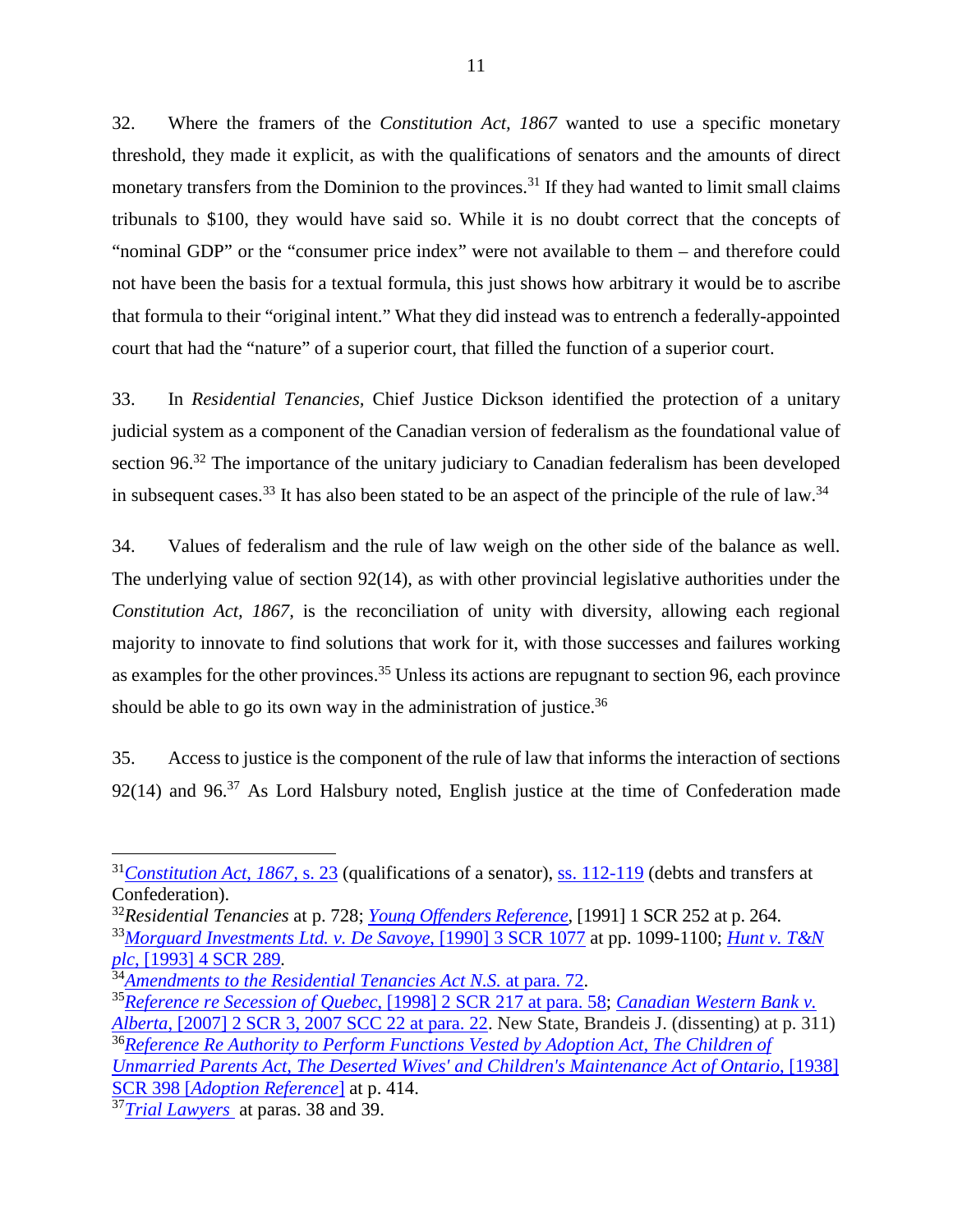32. Where the framers of the *Constitution Act, 1867* wanted to use a specific monetary threshold, they made it explicit, as with the qualifications of senators and the amounts of direct monetary transfers from the Dominion to the provinces.[31] If they had wanted to limit small claims tribunals to $100, they would have said so. While it is no doubt correct that the concepts of "nominal GDP" or the "consumer price index" were not available to them – and therefore could not have been the basis for a textual formula, this just shows how arbitrary it would be to ascribe that formula to their "original intent." What they did instead was to entrench a federally-appointed court that had the "nature" of a superior court, that filled the function of a superior court.

33. In *Residential Tenancies,* Chief Justice Dickson identified the protection of a unitary judicial system as a component of the Canadian version of federalism as the foundational value of section 96.[32] The importance of the unitary judiciary to Canadian federalism has been developed in subsequent cases.[33] It has also been stated to be an aspect of the principle of the rule of law.[34]

34. Values of federalism and the rule of law weigh on the other side of the balance as well. The underlying value of section 92(14), as with other provincial legislative authorities under the *Constitution Act, 1867,* is the reconciliation of unity with diversity, allowing each regional majority to innovate to find solutions that work for it, with those successes and failures working as examples for the other provinces.[35] Unless its actions are repugnant to section 96, each province should be able to go its own way in the administration of justice.[36]

35. Access to justice is the component of the rule of law that informs the interaction of sections 92(14) and 96.[37] As Lord Halsbury noted, English justice at the time of Confederation made

---

[31] *Constitution Act, 1867,* s. 23 (qualifications of a senator), ss. 112-119 (debts and transfers at Confederation).

[32] *Residential Tenancies* at p. 728; *Young Offenders Reference*, [1991] 1 SCR 252 at p. 264.

[33] *Morguard Investments Ltd. v. De Savoye,* [1990] 3 SCR 1077 at pp. 1099-1100; *Hunt v. T&N plc,* [1993] 4 SCR 289.

[34] *Amendments to the Residential Tenancies Act N.S.* at para. 72.

[35] *Reference re Secession of Quebec,* [1998] 2 SCR 217 at para. 58; *Canadian Western Bank v. Alberta,* [2007] 2 SCR 3, 2007 SCC 22 at para. 22. New State, Brandeis J. (dissenting) at p. 311)

[36] *Reference Re Authority to Perform Functions Vested by Adoption Act, The Children of Unmarried Parents Act, The Deserted Wives' and Children's Maintenance Act of Ontario,* [1938] SCR 398 [*Adoption Reference*] at p. 414.

[37] *Trial Lawyers* at paras. 38 and 39.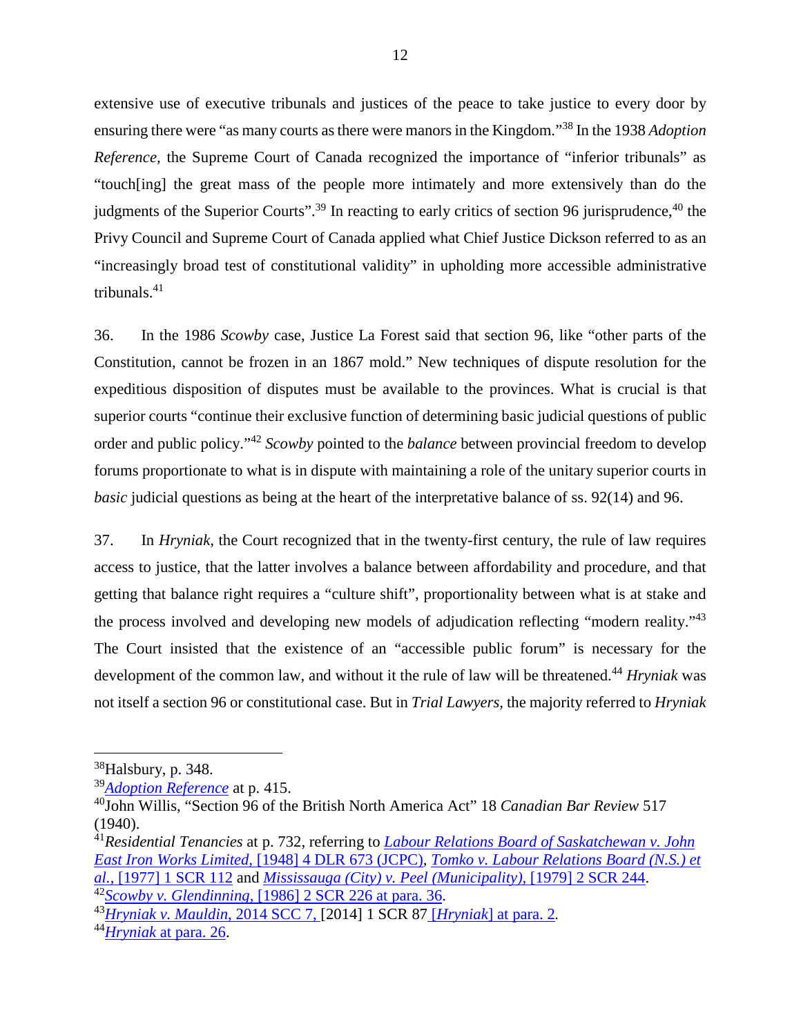extensive use of executive tribunals and justices of the peace to take justice to every door by ensuring there were "as many courts as there were manors in the Kingdom."[38] In the 1938 *Adoption Reference*, the Supreme Court of Canada recognized the importance of "inferior tribunals" as "touch[ing] the great mass of the people more intimately and more extensively than do the judgments of the Superior Courts".[39] In reacting to early critics of section 96 jurisprudence,[40] the Privy Council and Supreme Court of Canada applied what Chief Justice Dickson referred to as an "increasingly broad test of constitutional validity" in upholding more accessible administrative tribunals.[41]

36. In the 1986 *Scowby* case, Justice La Forest said that section 96, like "other parts of the Constitution, cannot be frozen in an 1867 mold." New techniques of dispute resolution for the expeditious disposition of disputes must be available to the provinces. What is crucial is that superior courts "continue their exclusive function of determining basic judicial questions of public order and public policy."[42] *Scowby* pointed to the *balance* between provincial freedom to develop forums proportionate to what is in dispute with maintaining a role of the unitary superior courts in *basic* judicial questions as being at the heart of the interpretative balance of ss. 92(14) and 96.

37. In *Hryniak*, the Court recognized that in the twenty-first century, the rule of law requires access to justice, that the latter involves a balance between affordability and procedure, and that getting that balance right requires a "culture shift", proportionality between what is at stake and the process involved and developing new models of adjudication reflecting "modern reality."[43] The Court insisted that the existence of an "accessible public forum" is necessary for the development of the common law, and without it the rule of law will be threatened.[44] *Hryniak* was not itself a section 96 or constitutional case. But in *Trial Lawyers*, the majority referred to *Hryniak*

---

[38] Halsbury, p. 348.

[39] *Adoption Reference* at p. 415.

[40] John Willis, "Section 96 of the British North America Act" 18 *Canadian Bar Review* 517 (1940).

[41] *Residential Tenancies* at p. 732, referring to *Labour Relations Board of Saskatchewan v. John East Iron Works Limited*, [1948] 4 DLR 673 (JCPC), *Tomko v. Labour Relations Board (N.S.) et al.*, [1977] 1 SCR 112 and *Mississauga (City) v. Peel (Municipality)*, [1979] 2 SCR 244.

[42] *Scowby v. Glendinning*, [1986] 2 SCR 226 at para. 36.

[43] *Hryniak v. Mauldin*, 2014 SCC 7, [2014] 1 SCR 87 [*Hryniak*] at para. 2.

[44] *Hryniak* at para. 26.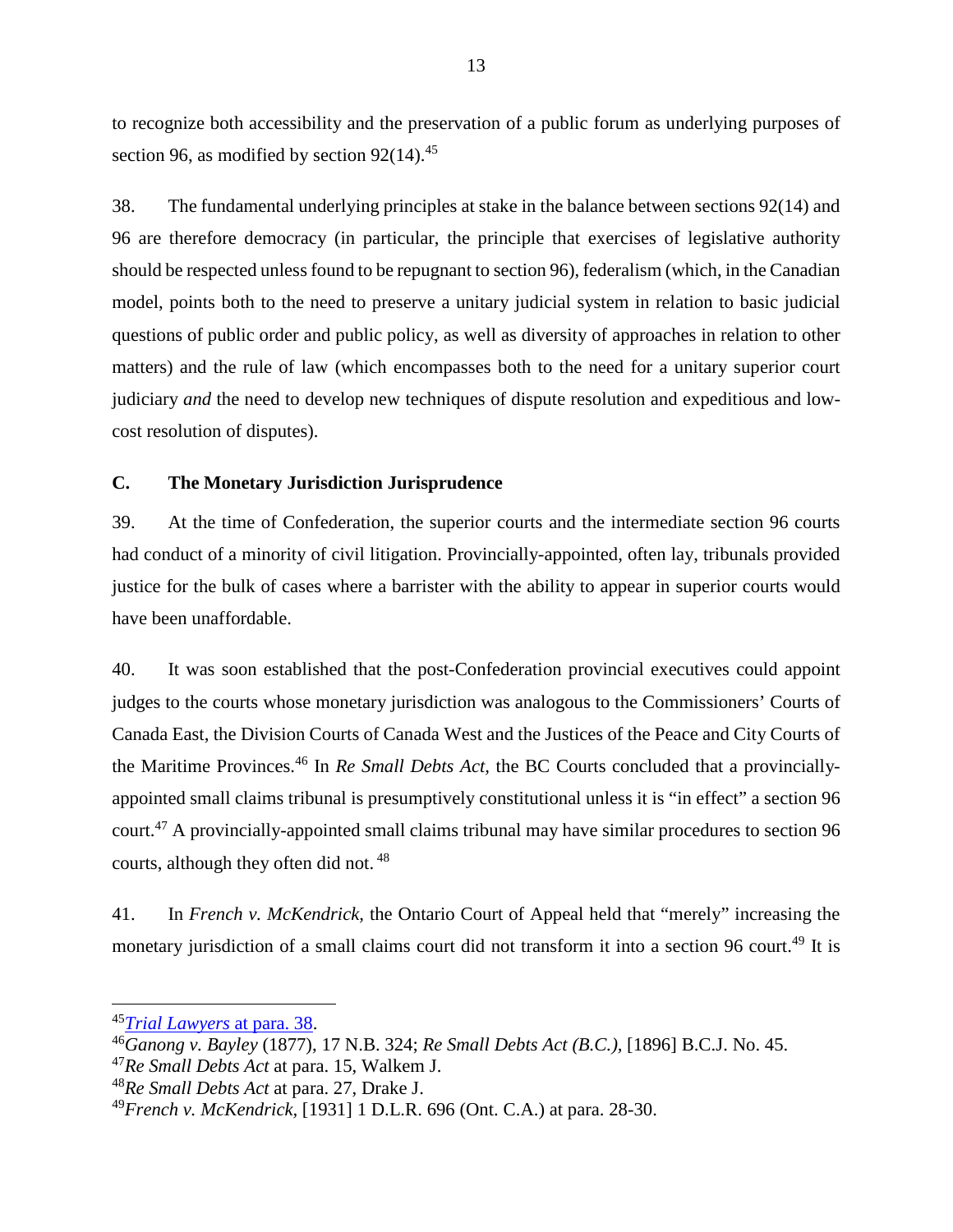to recognize both accessibility and the preservation of a public forum as underlying purposes of section 96, as modified by section 92(14).[45]

38. The fundamental underlying principles at stake in the balance between sections 92(14) and 96 are therefore democracy (in particular, the principle that exercises of legislative authority should be respected unless found to be repugnant to section 96), federalism (which, in the Canadian model, points both to the need to preserve a unitary judicial system in relation to basic judicial questions of public order and public policy, as well as diversity of approaches in relation to other matters) and the rule of law (which encompasses both to the need for a unitary superior court judiciary *and* the need to develop new techniques of dispute resolution and expeditious and low-cost resolution of disputes).

## C. The Monetary Jurisdiction Jurisprudence

39. At the time of Confederation, the superior courts and the intermediate section 96 courts had conduct of a minority of civil litigation. Provincially-appointed, often lay, tribunals provided justice for the bulk of cases where a barrister with the ability to appear in superior courts would have been unaffordable.

40. It was soon established that the post-Confederation provincial executives could appoint judges to the courts whose monetary jurisdiction was analogous to the Commissioners' Courts of Canada East, the Division Courts of Canada West and the Justices of the Peace and City Courts of the Maritime Provinces.[46] In *Re Small Debts Act*, the BC Courts concluded that a provincially-appointed small claims tribunal is presumptively constitutional unless it is "in effect" a section 96 court.[47] A provincially-appointed small claims tribunal may have similar procedures to section 96 courts, although they often did not.[48]

41. In *French v. McKendrick*, the Ontario Court of Appeal held that "merely" increasing the monetary jurisdiction of a small claims court did not transform it into a section 96 court.[49] It is

---

[45] *Trial Lawyers* at para. 38.

[46] *Ganong v. Bayley* (1877), 17 N.B. 324; *Re Small Debts Act (B.C.)*, [1896] B.C.J. No. 45.

[47] *Re Small Debts Act* at para. 15, Walkem J.

[48] *Re Small Debts Act* at para. 27, Drake J.

[49] *French v. McKendrick*, [1931] 1 D.L.R. 696 (Ont. C.A.) at para. 28-30.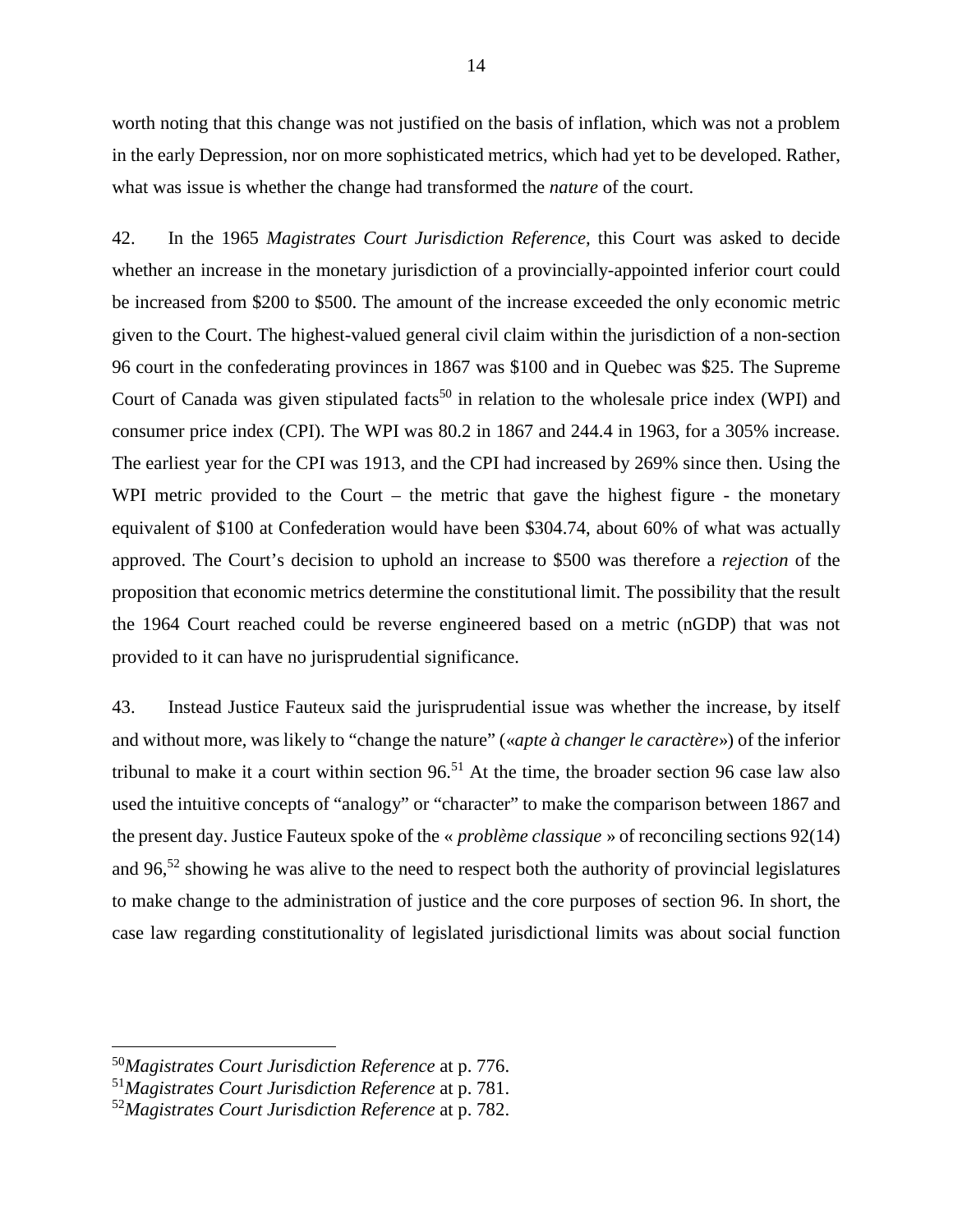worth noting that this change was not justified on the basis of inflation, which was not a problem in the early Depression, nor on more sophisticated metrics, which had yet to be developed. Rather, what was issue is whether the change had transformed the *nature* of the court.

42. In the 1965 *Magistrates Court Jurisdiction Reference*, this Court was asked to decide whether an increase in the monetary jurisdiction of a provincially-appointed inferior court could be increased from $200 to $500. The amount of the increase exceeded the only economic metric given to the Court. The highest-valued general civil claim within the jurisdiction of a non-section 96 court in the confederating provinces in 1867 was $100 and in Quebec was $25. The Supreme Court of Canada was given stipulated facts[50] in relation to the wholesale price index (WPI) and consumer price index (CPI). The WPI was 80.2 in 1867 and 244.4 in 1963, for a 305% increase. The earliest year for the CPI was 1913, and the CPI had increased by 269% since then. Using the WPI metric provided to the Court – the metric that gave the highest figure - the monetary equivalent of $100 at Confederation would have been $304.74, about 60% of what was actually approved. The Court's decision to uphold an increase to $500 was therefore a *rejection* of the proposition that economic metrics determine the constitutional limit. The possibility that the result the 1964 Court reached could be reverse engineered based on a metric (nGDP) that was not provided to it can have no jurisprudential significance.

43. Instead Justice Fauteux said the jurisprudential issue was whether the increase, by itself and without more, was likely to "change the nature" («*apte à changer le caractère*») of the inferior tribunal to make it a court within section 96.[51] At the time, the broader section 96 case law also used the intuitive concepts of "analogy" or "character" to make the comparison between 1867 and the present day. Justice Fauteux spoke of the « *problème classique* » of reconciling sections 92(14) and 96,[52] showing he was alive to the need to respect both the authority of provincial legislatures to make change to the administration of justice and the core purposes of section 96. In short, the case law regarding constitutionality of legislated jurisdictional limits was about social function

---

[50] *Magistrates Court Jurisdiction Reference* at p. 776.
[51] *Magistrates Court Jurisdiction Reference* at p. 781.
[52] *Magistrates Court Jurisdiction Reference* at p. 782.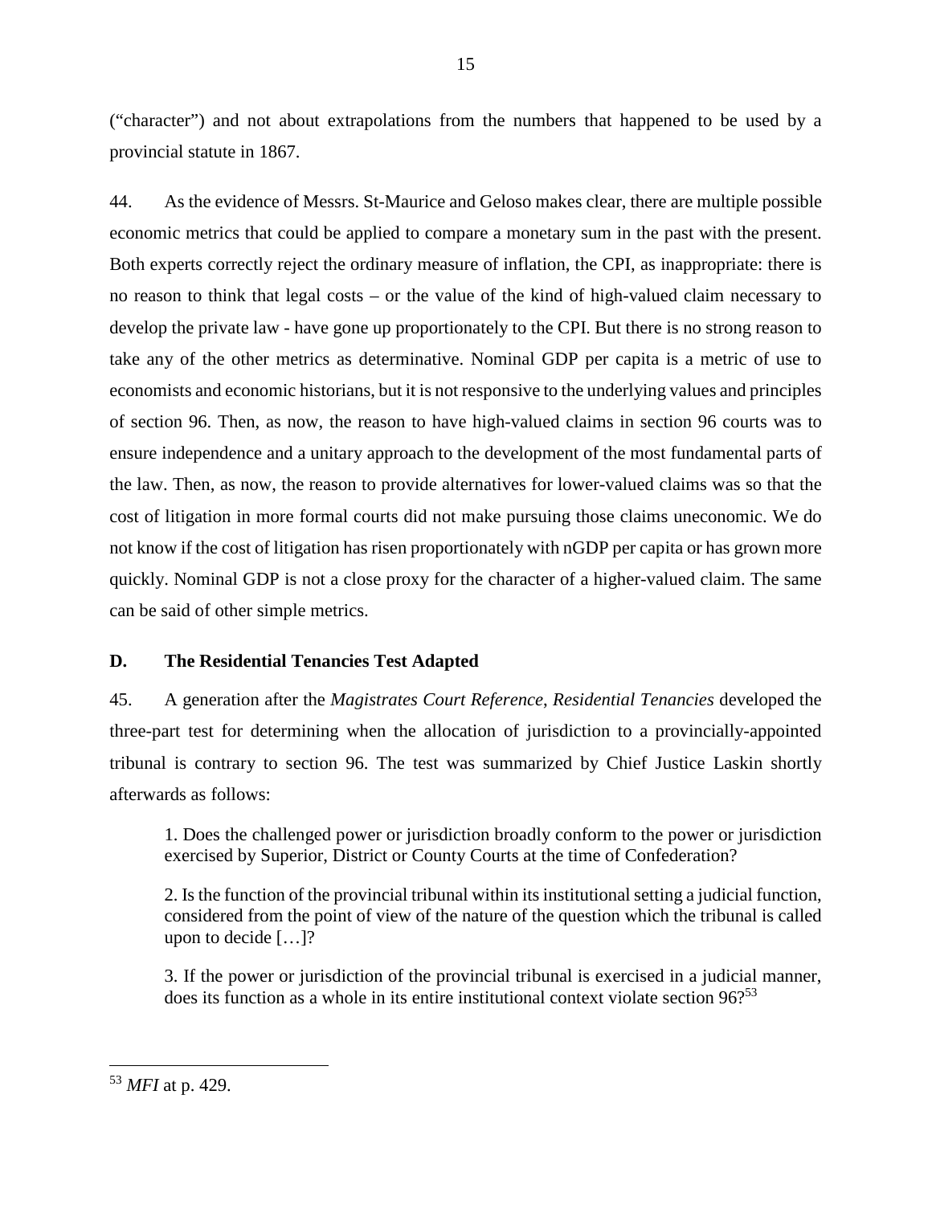("character") and not about extrapolations from the numbers that happened to be used by a provincial statute in 1867.

44. As the evidence of Messrs. St-Maurice and Geloso makes clear, there are multiple possible economic metrics that could be applied to compare a monetary sum in the past with the present. Both experts correctly reject the ordinary measure of inflation, the CPI, as inappropriate: there is no reason to think that legal costs – or the value of the kind of high-valued claim necessary to develop the private law - have gone up proportionately to the CPI. But there is no strong reason to take any of the other metrics as determinative. Nominal GDP per capita is a metric of use to economists and economic historians, but it is not responsive to the underlying values and principles of section 96. Then, as now, the reason to have high-valued claims in section 96 courts was to ensure independence and a unitary approach to the development of the most fundamental parts of the law. Then, as now, the reason to provide alternatives for lower-valued claims was so that the cost of litigation in more formal courts did not make pursuing those claims uneconomic. We do not know if the cost of litigation has risen proportionately with nGDP per capita or has grown more quickly. Nominal GDP is not a close proxy for the character of a higher-valued claim. The same can be said of other simple metrics.

### D. The Residential Tenancies Test Adapted

45. A generation after the *Magistrates Court Reference*, *Residential Tenancies* developed the three-part test for determining when the allocation of jurisdiction to a provincially-appointed tribunal is contrary to section 96. The test was summarized by Chief Justice Laskin shortly afterwards as follows:

> 1. Does the challenged power or jurisdiction broadly conform to the power or jurisdiction exercised by Superior, District or County Courts at the time of Confederation?
>
> 2. Is the function of the provincial tribunal within its institutional setting a judicial function, considered from the point of view of the nature of the question which the tribunal is called upon to decide […]?
>
> 3. If the power or jurisdiction of the provincial tribunal is exercised in a judicial manner, does its function as a whole in its entire institutional context violate section 96?[53]

---

[53] *MFI* at p. 429.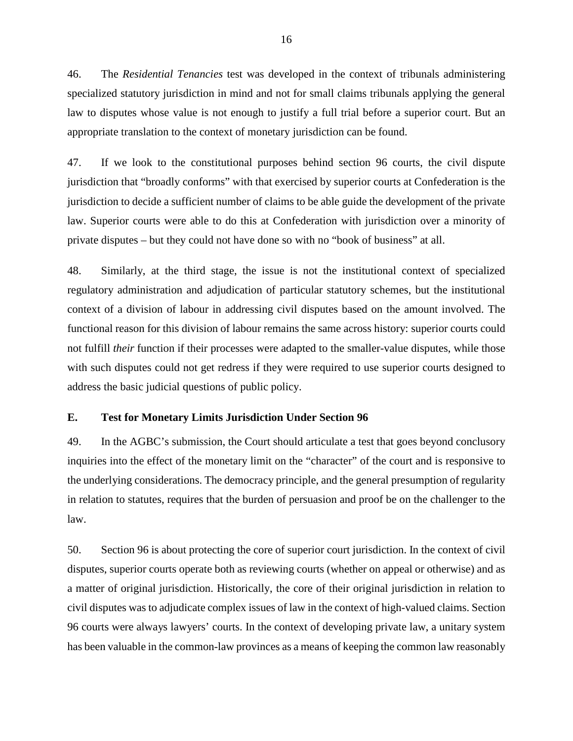46. The *Residential Tenancies* test was developed in the context of tribunals administering specialized statutory jurisdiction in mind and not for small claims tribunals applying the general law to disputes whose value is not enough to justify a full trial before a superior court. But an appropriate translation to the context of monetary jurisdiction can be found.

47. If we look to the constitutional purposes behind section 96 courts, the civil dispute jurisdiction that "broadly conforms" with that exercised by superior courts at Confederation is the jurisdiction to decide a sufficient number of claims to be able guide the development of the private law. Superior courts were able to do this at Confederation with jurisdiction over a minority of private disputes – but they could not have done so with no "book of business" at all.

48. Similarly, at the third stage, the issue is not the institutional context of specialized regulatory administration and adjudication of particular statutory schemes, but the institutional context of a division of labour in addressing civil disputes based on the amount involved. The functional reason for this division of labour remains the same across history: superior courts could not fulfill *their* function if their processes were adapted to the smaller-value disputes, while those with such disputes could not get redress if they were required to use superior courts designed to address the basic judicial questions of public policy.

## E. Test for Monetary Limits Jurisdiction Under Section 96

49. In the AGBC's submission, the Court should articulate a test that goes beyond conclusory inquiries into the effect of the monetary limit on the "character" of the court and is responsive to the underlying considerations. The democracy principle, and the general presumption of regularity in relation to statutes, requires that the burden of persuasion and proof be on the challenger to the law.

50. Section 96 is about protecting the core of superior court jurisdiction. In the context of civil disputes, superior courts operate both as reviewing courts (whether on appeal or otherwise) and as a matter of original jurisdiction. Historically, the core of their original jurisdiction in relation to civil disputes was to adjudicate complex issues of law in the context of high-valued claims. Section 96 courts were always lawyers' courts. In the context of developing private law, a unitary system has been valuable in the common-law provinces as a means of keeping the common law reasonably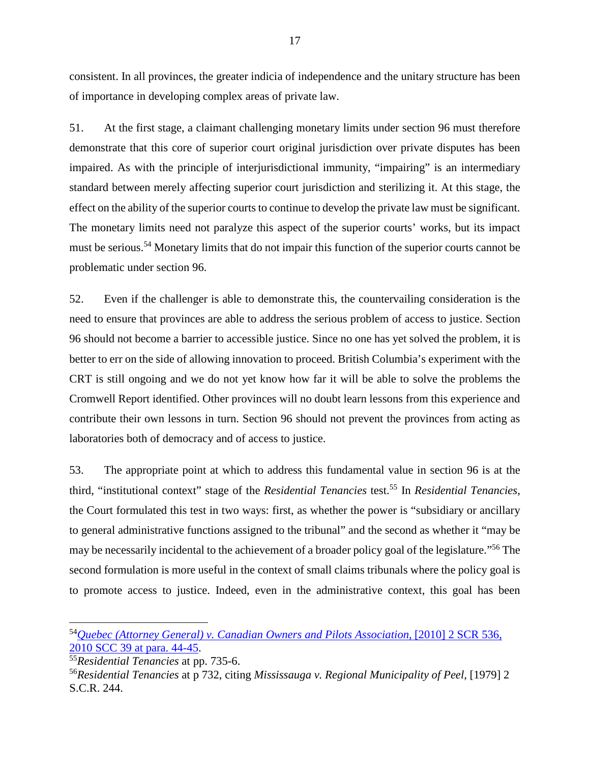consistent. In all provinces, the greater indicia of independence and the unitary structure has been of importance in developing complex areas of private law.

51. At the first stage, a claimant challenging monetary limits under section 96 must therefore demonstrate that this core of superior court original jurisdiction over private disputes has been impaired. As with the principle of interjurisdictional immunity, "impairing" is an intermediary standard between merely affecting superior court jurisdiction and sterilizing it. At this stage, the effect on the ability of the superior courts to continue to develop the private law must be significant. The monetary limits need not paralyze this aspect of the superior courts' works, but its impact must be serious.[54] Monetary limits that do not impair this function of the superior courts cannot be problematic under section 96.

52. Even if the challenger is able to demonstrate this, the countervailing consideration is the need to ensure that provinces are able to address the serious problem of access to justice. Section 96 should not become a barrier to accessible justice. Since no one has yet solved the problem, it is better to err on the side of allowing innovation to proceed. British Columbia's experiment with the CRT is still ongoing and we do not yet know how far it will be able to solve the problems the Cromwell Report identified. Other provinces will no doubt learn lessons from this experience and contribute their own lessons in turn. Section 96 should not prevent the provinces from acting as laboratories both of democracy and of access to justice.

53. The appropriate point at which to address this fundamental value in section 96 is at the third, "institutional context" stage of the *Residential Tenancies* test.[55] In *Residential Tenancies*, the Court formulated this test in two ways: first, as whether the power is "subsidiary or ancillary to general administrative functions assigned to the tribunal" and the second as whether it "may be may be necessarily incidental to the achievement of a broader policy goal of the legislature."[56] The second formulation is more useful in the context of small claims tribunals where the policy goal is to promote access to justice. Indeed, even in the administrative context, this goal has been

---

[54] *Quebec (Attorney General) v. Canadian Owners and Pilots Association*, [2010] 2 SCR 536, 2010 SCC 39 at para. 44-45.

[55] *Residential Tenancies* at pp. 735-6.

[56] *Residential Tenancies* at p 732, citing *Mississauga v. Regional Municipality of Peel*, [1979] 2 S.C.R. 244.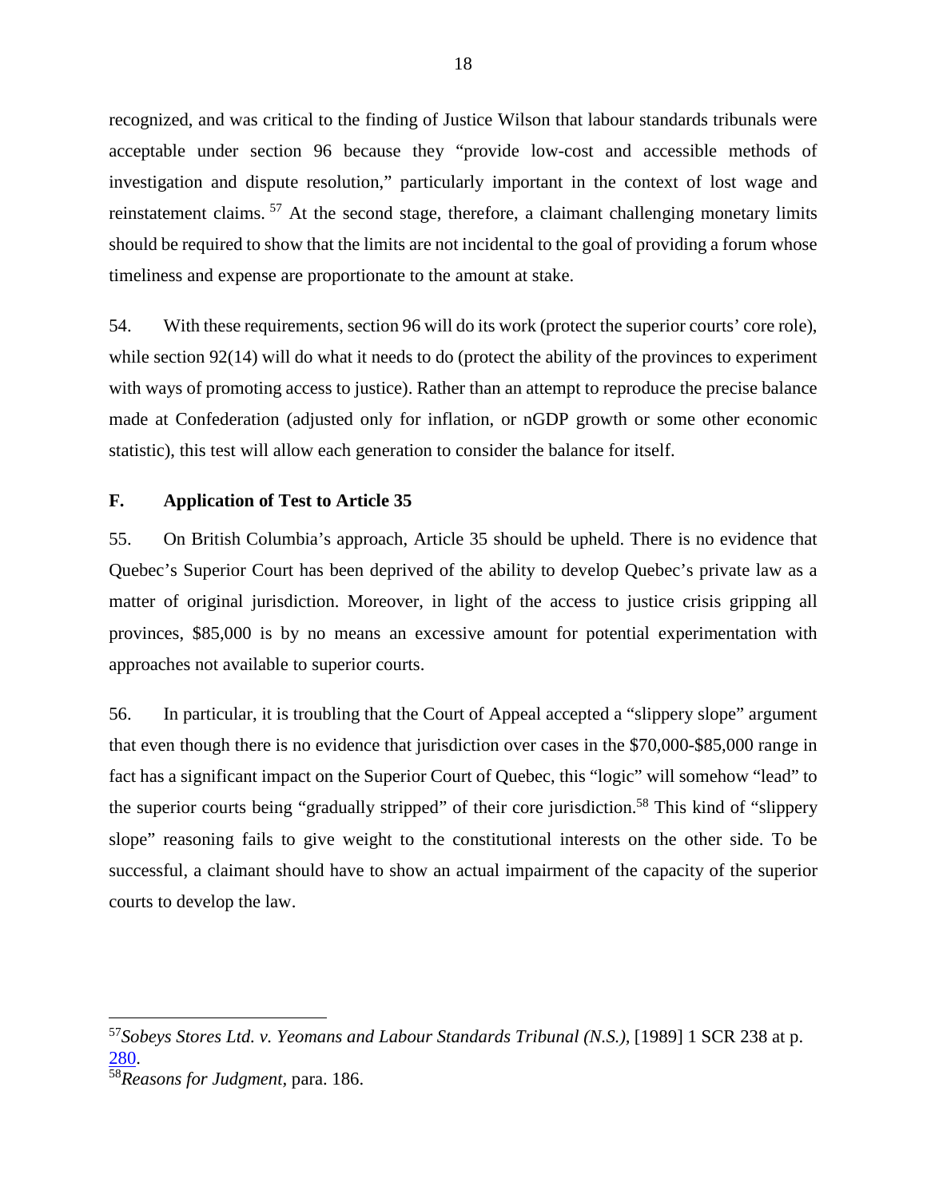recognized, and was critical to the finding of Justice Wilson that labour standards tribunals were acceptable under section 96 because they "provide low-cost and accessible methods of investigation and dispute resolution," particularly important in the context of lost wage and reinstatement claims. [57] At the second stage, therefore, a claimant challenging monetary limits should be required to show that the limits are not incidental to the goal of providing a forum whose timeliness and expense are proportionate to the amount at stake.

54. With these requirements, section 96 will do its work (protect the superior courts' core role), while section 92(14) will do what it needs to do (protect the ability of the provinces to experiment with ways of promoting access to justice). Rather than an attempt to reproduce the precise balance made at Confederation (adjusted only for inflation, or nGDP growth or some other economic statistic), this test will allow each generation to consider the balance for itself.

### F. Application of Test to Article 35

55. On British Columbia's approach, Article 35 should be upheld. There is no evidence that Quebec's Superior Court has been deprived of the ability to develop Quebec's private law as a matter of original jurisdiction. Moreover, in light of the access to justice crisis gripping all provinces, $85,000 is by no means an excessive amount for potential experimentation with approaches not available to superior courts.

56. In particular, it is troubling that the Court of Appeal accepted a "slippery slope" argument that even though there is no evidence that jurisdiction over cases in the $70,000-$85,000 range in fact has a significant impact on the Superior Court of Quebec, this "logic" will somehow "lead" to the superior courts being "gradually stripped" of their core jurisdiction.[58] This kind of "slippery slope" reasoning fails to give weight to the constitutional interests on the other side. To be successful, a claimant should have to show an actual impairment of the capacity of the superior courts to develop the law.

---

[57] *Sobeys Stores Ltd. v. Yeomans and Labour Standards Tribunal (N.S.)*, [1989] 1 SCR 238 at p. 280.

[58] *Reasons for Judgment*, para. 186.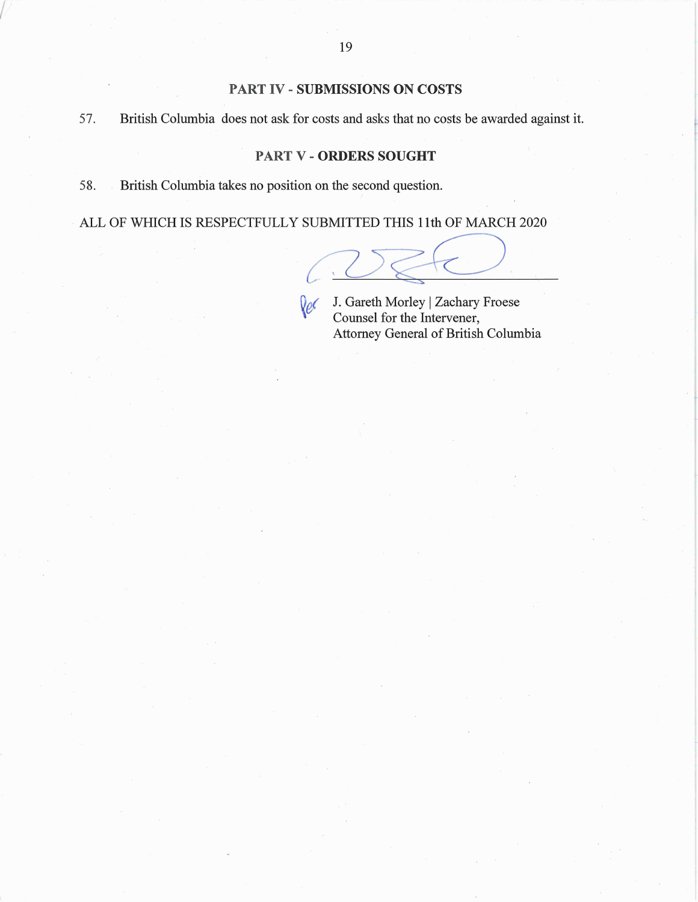## PART IV - SUBMISSIONS ON COSTS

57. British Columbia does not ask for costs and asks that no costs be awarded against it.

## PART V - ORDERS SOUGHT

58. British Columbia takes no position on the second question.

ALL OF WHICH IS RESPECTFULLY SUBMITTED THIS 11th OF MARCH 2020

Per J. Gareth Morley | Zachary Froese
Counsel for the Intervener,
Attorney General of British Columbia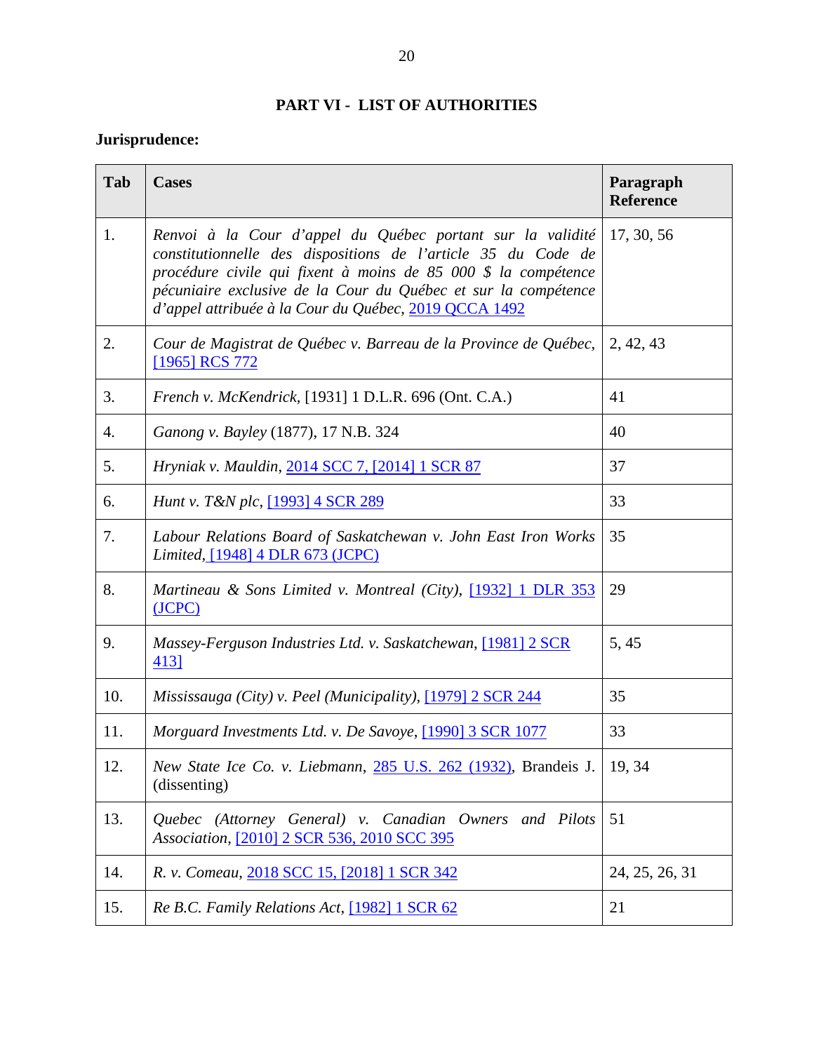## PART VI - LIST OF AUTHORITIES

**Jurisprudence:**

| Tab | Cases | Paragraph Reference |
|---|---|---|
| 1. | *Renvoi à la Cour d'appel du Québec portant sur la validité constitutionnelle des dispositions de l'article 35 du Code de procédure civile qui fixent à moins de 85 000 $ la compétence pécuniaire exclusive de la Cour du Québec et sur la compétence d'appel attribuée à la Cour du Québec*, 2019 QCCA 1492 | 17, 30, 56 |
| 2. | *Cour de Magistrat de Québec v. Barreau de la Province de Québec*, [1965] RCS 772 | 2, 42, 43 |
| 3. | *French v. McKendrick*, [1931] 1 D.L.R. 696 (Ont. C.A.) | 41 |
| 4. | *Ganong v. Bayley* (1877), 17 N.B. 324 | 40 |
| 5. | *Hryniak v. Mauldin*, 2014 SCC 7, [2014] 1 SCR 87 | 37 |
| 6. | *Hunt v. T&N plc*, [1993] 4 SCR 289 | 33 |
| 7. | *Labour Relations Board of Saskatchewan v. John East Iron Works Limited*, [1948] 4 DLR 673 (JCPC) | 35 |
| 8. | *Martineau & Sons Limited v. Montreal (City)*, [1932] 1 DLR 353 (JCPC) | 29 |
| 9. | *Massey-Ferguson Industries Ltd. v. Saskatchewan*, [1981] 2 SCR 413] | 5, 45 |
| 10. | *Mississauga (City) v. Peel (Municipality)*, [1979] 2 SCR 244 | 35 |
| 11. | *Morguard Investments Ltd. v. De Savoye*, [1990] 3 SCR 1077 | 33 |
| 12. | *New State Ice Co. v. Liebmann*, 285 U.S. 262 (1932), Brandeis J. (dissenting) | 19, 34 |
| 13. | *Quebec (Attorney General) v. Canadian Owners and Pilots Association*, [2010] 2 SCR 536, 2010 SCC 395 | 51 |
| 14. | *R. v. Comeau*, 2018 SCC 15, [2018] 1 SCR 342 | 24, 25, 26, 31 |
| 15. | *Re B.C. Family Relations Act*, [1982] 1 SCR 62 | 21 |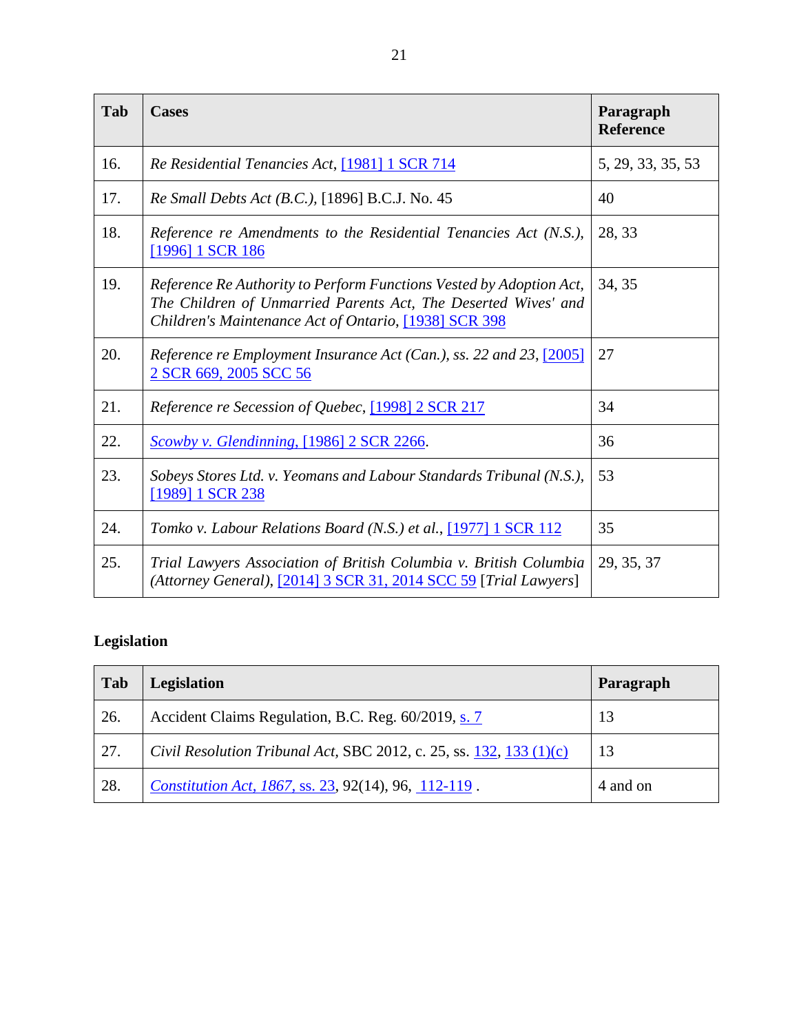| Tab | Cases | Paragraph Reference |
|---|---|---|
| 16. | *Re Residential Tenancies Act*, [1981] 1 SCR 714 | 5, 29, 33, 35, 53 |
| 17. | *Re Small Debts Act (B.C.),* [1896] B.C.J. No. 45 | 40 |
| 18. | *Reference re Amendments to the Residential Tenancies Act (N.S.),* [1996] 1 SCR 186 | 28, 33 |
| 19. | *Reference Re Authority to Perform Functions Vested by Adoption Act, The Children of Unmarried Parents Act, The Deserted Wives' and Children's Maintenance Act of Ontario*, [1938] SCR 398 | 34, 35 |
| 20. | *Reference re Employment Insurance Act (Can.), ss. 22 and 23*, [2005] 2 SCR 669, 2005 SCC 56 | 27 |
| 21. | *Reference re Secession of Quebec*, [1998] 2 SCR 217 | 34 |
| 22. | *Scowby v. Glendinning,* [1986] 2 SCR 2266. | 36 |
| 23. | *Sobeys Stores Ltd. v. Yeomans and Labour Standards Tribunal (N.S.),* [1989] 1 SCR 238 | 53 |
| 24. | *Tomko v. Labour Relations Board (N.S.) et al.*, [1977] 1 SCR 112 | 35 |
| 25. | *Trial Lawyers Association of British Columbia v. British Columbia (Attorney General)*, [2014] 3 SCR 31, 2014 SCC 59 [*Trial Lawyers*] | 29, 35, 37 |

**Legislation**

| Tab | Legislation | Paragraph |
|---|---|---|
| 26. | Accident Claims Regulation, B.C. Reg. 60/2019, s. 7 | 13 |
| 27. | *Civil Resolution Tribunal Act*, SBC 2012, c. 25, ss. 132, 133 (1)(c) | 13 |
| 28. | *Constitution Act, 1867*, ss. 23, 92(14), 96, 112-119 . | 4 and on |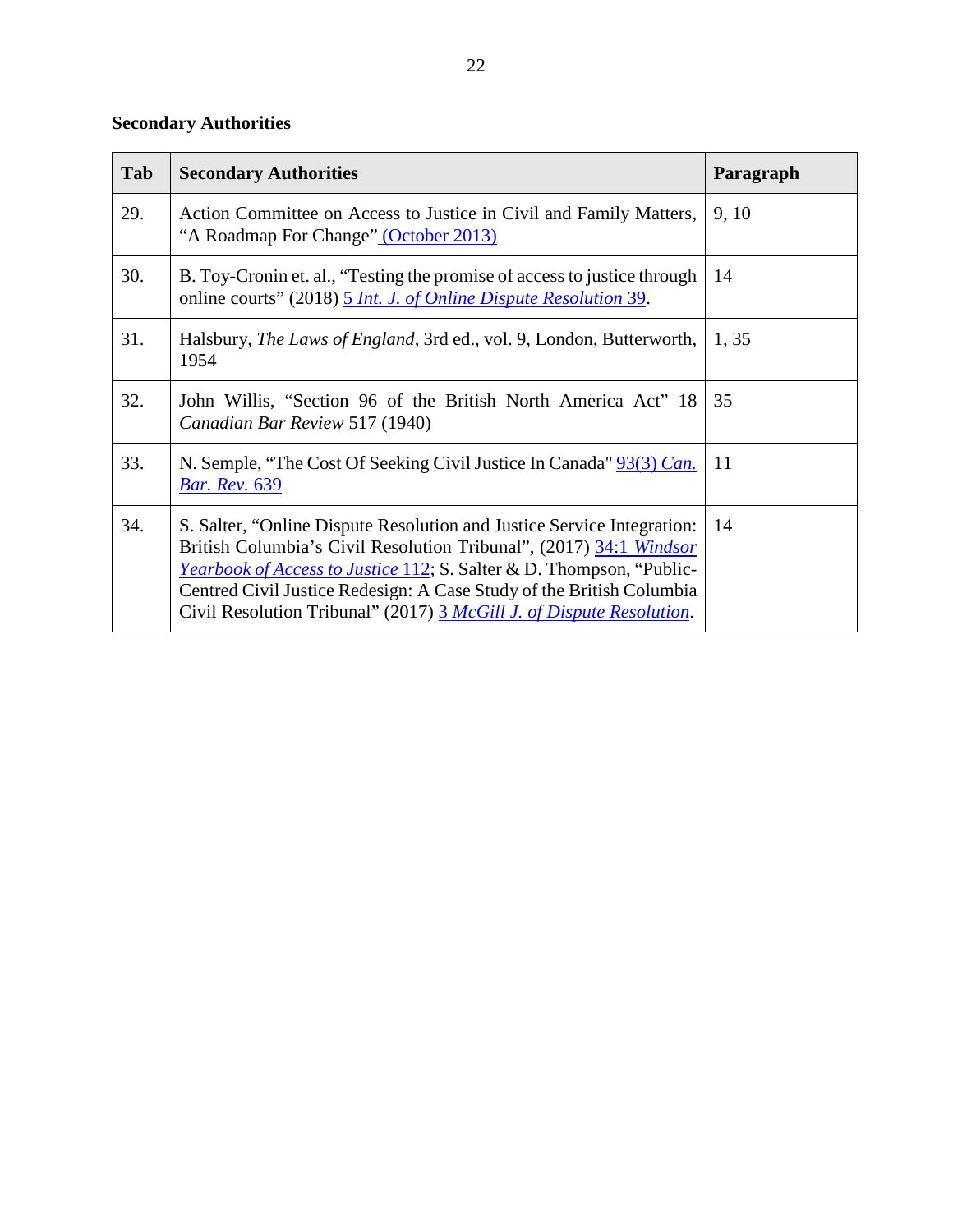**Secondary Authorities**

| Tab | Secondary Authorities | Paragraph |
|---|---|---|
| 29. | Action Committee on Access to Justice in Civil and Family Matters, "A Roadmap For Change" (October 2013) | 9, 10 |
| 30. | B. Toy-Cronin et. al., "Testing the promise of access to justice through online courts" (2018) 5 *Int. J. of Online Dispute Resolution* 39. | 14 |
| 31. | Halsbury, *The Laws of England*, 3rd ed., vol. 9, London, Butterworth, 1954 | 1, 35 |
| 32. | John Willis, "Section 96 of the British North America Act" 18 *Canadian Bar Review* 517 (1940) | 35 |
| 33. | N. Semple, "The Cost Of Seeking Civil Justice In Canada" 93(3) *Can. Bar. Rev.* 639 | 11 |
| 34. | S. Salter, "Online Dispute Resolution and Justice Service Integration: British Columbia's Civil Resolution Tribunal", (2017) 34:1 *Windsor Yearbook of Access to Justice* 112; S. Salter & D. Thompson, "Public-Centred Civil Justice Redesign: A Case Study of the British Columbia Civil Resolution Tribunal" (2017) 3 *McGill J. of Dispute Resolution*. | 14 |